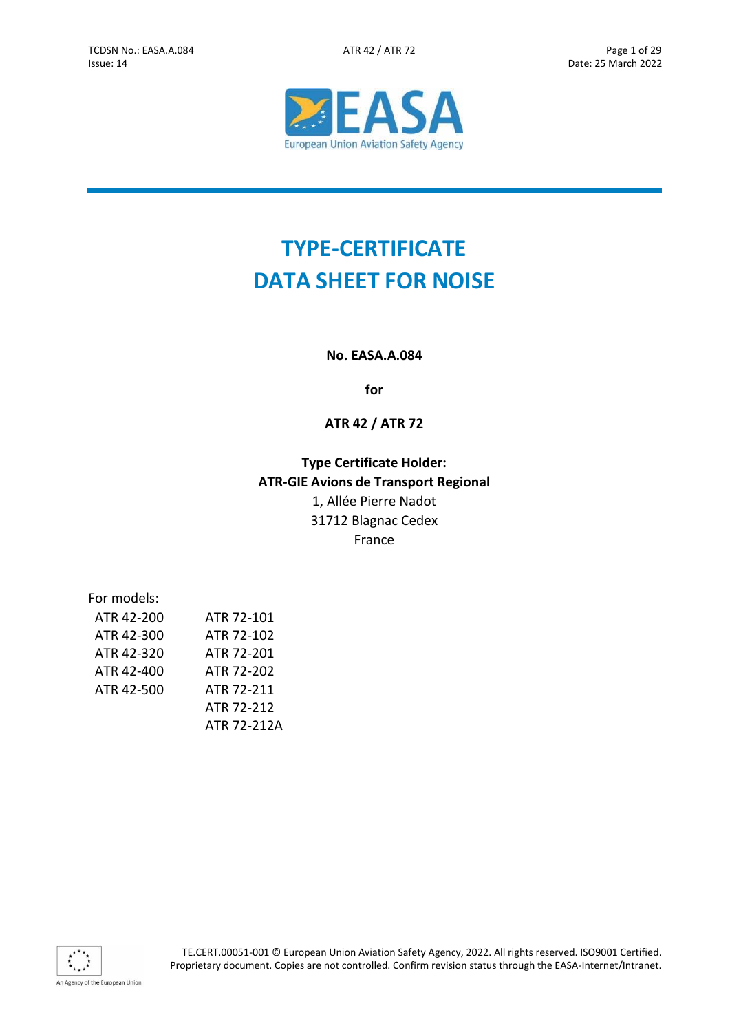# TYPE-CERTIFICATE DATA SHEET FOR NOISE

**No. EASA.A.084**

**for**

**ATR 42 / ATR 72**

**Type Certificate Holder:**
**ATR-GIE Avions de Transport Regional**
1, Allée Pierre Nadot
31712 Blagnac Cedex
France

For models:

| | |
|---|---|
| ATR 42-200 | ATR 72-101 |
| ATR 42-300 | ATR 72-102 |
| ATR 42-320 | ATR 72-201 |
| ATR 42-400 | ATR 72-202 |
| ATR 42-500 | ATR 72-211 |
| | ATR 72-212 |
| | ATR 72-212A |

TE.CERT.00051-001 © European Union Aviation Safety Agency, 2022. All rights reserved. ISO9001 Certified. Proprietary document. Copies are not controlled. Confirm revision status through the EASA-Internet/Intranet.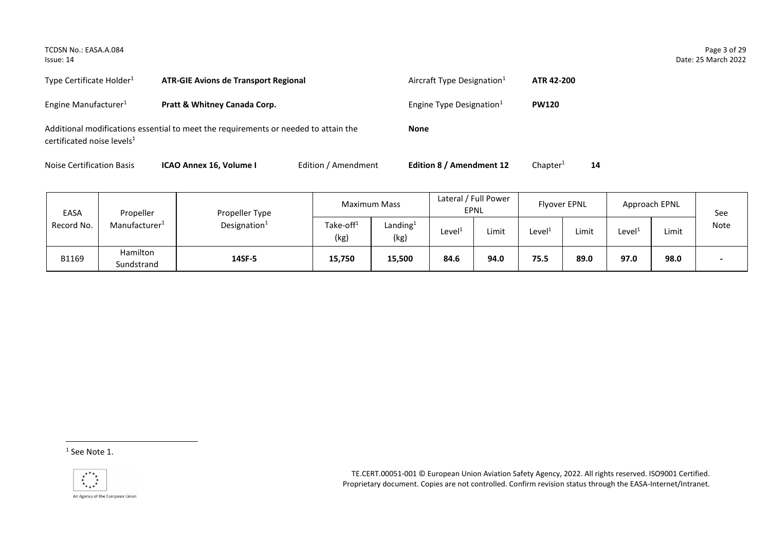Type Certificate Holder[1] **ATR-GIE Avions de Transport Regional**

Aircraft Type Designation[1] **ATR 42-200**

Engine Manufacturer[1] **Pratt & Whitney Canada Corp.**

Engine Type Designation[1] **PW120**

Additional modifications essential to meet the requirements or needed to attain the certificated noise levels[1] **None**

Noise Certification Basis **ICAO Annex 16, Volume I** Edition / Amendment **Edition 8 / Amendment 12** Chapter[1] **14**

| EASA Record No. | Propeller Manufacturer[1] | Propeller Type Designation[1] | Maximum Mass | | Lateral / Full Power EPNL | | Flyover EPNL | | Approach EPNL | | See Note |
|---|---|---|---|---|---|---|---|---|---|---|---|
| | | | Take-off[1] (kg) | Landing[1] (kg) | Level[1] | Limit | Level[1] | Limit | Level[1] | Limit | |
| B1169 | Hamilton Sundstrand | **14SF-5** | **15,750** | **15,500** | **84.6** | **94.0** | **75.5** | **89.0** | **97.0** | **98.0** | **-** |

[1] See Note 1.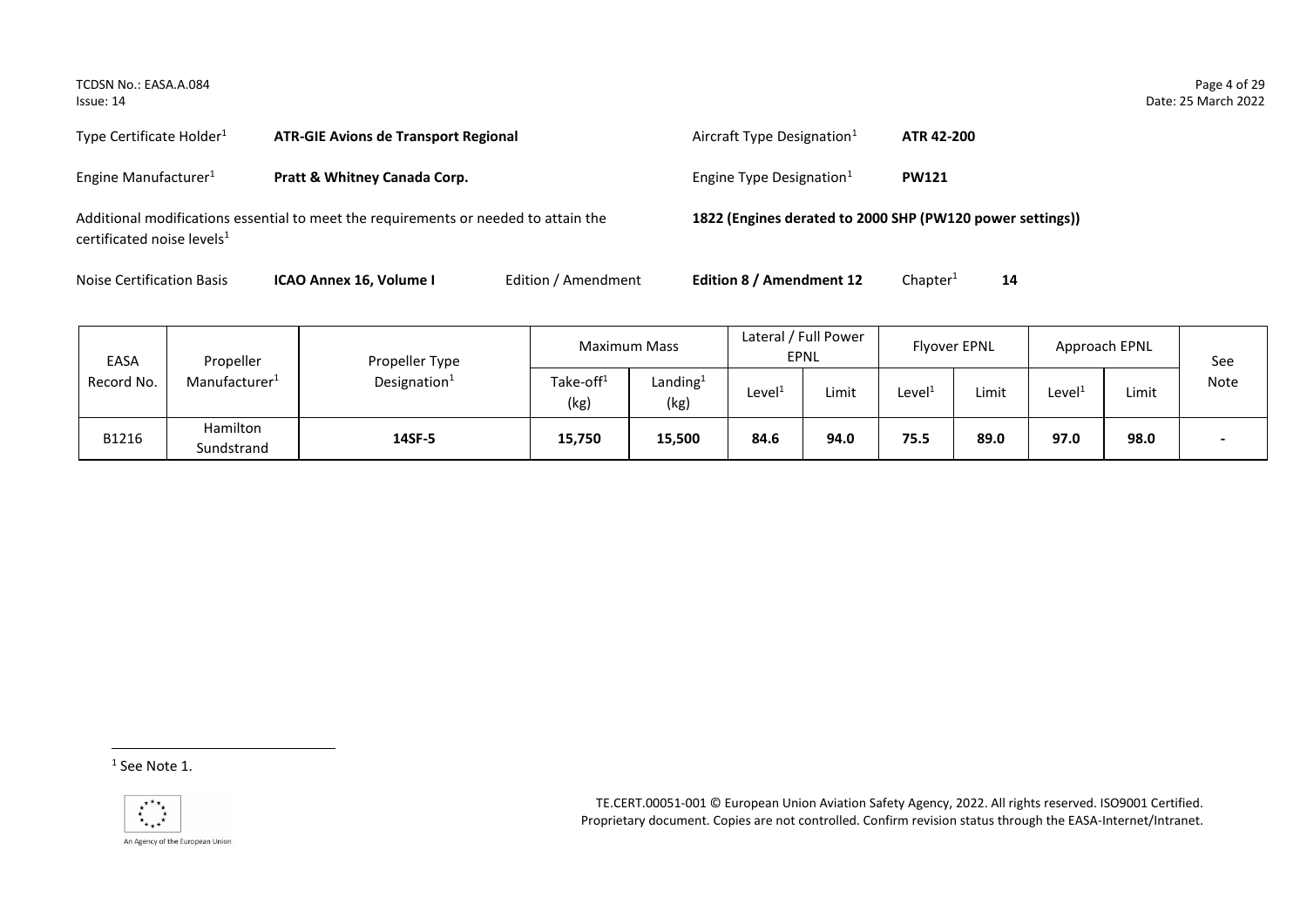Type Certificate Holder[1] **ATR-GIE Avions de Transport Regional**

Aircraft Type Designation[1] **ATR 42-200**

Engine Manufacturer[1] **Pratt & Whitney Canada Corp.**

Engine Type Designation[1] **PW121**

Additional modifications essential to meet the requirements or needed to attain the certificated noise levels[1] **1822 (Engines derated to 2000 SHP (PW120 power settings))**

Noise Certification Basis **ICAO Annex 16, Volume I** Edition / Amendment **Edition 8 / Amendment 12** Chapter[1] **14**

| EASA Record No. | Propeller Manufacturer[1] | Propeller Type Designation[1] | Maximum Mass | | Lateral / Full Power EPNL | | Flyover EPNL | | Approach EPNL | | See Note |
|---|---|---|---|---|---|---|---|---|---|---|---|
| | | | Take-off[1] (kg) | Landing[1] (kg) | Level[1] | Limit | Level[1] | Limit | Level[1] | Limit | |
| B1216 | Hamilton Sundstrand | **14SF-5** | **15,750** | **15,500** | **84.6** | **94.0** | **75.5** | **89.0** | **97.0** | **98.0** | - |

[1] See Note 1.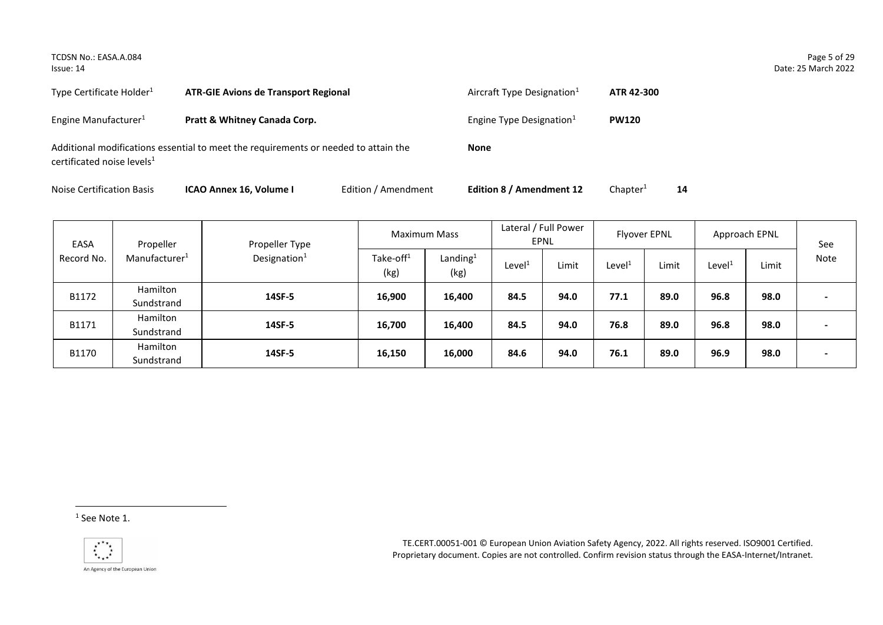Type Certificate Holder[1] **ATR-GIE Avions de Transport Regional** Aircraft Type Designation[1] **ATR 42-300**

Engine Manufacturer[1] **Pratt & Whitney Canada Corp.** Engine Type Designation[1] **PW120**

Additional modifications essential to meet the requirements or needed to attain the certificated noise levels[1] **None**

Noise Certification Basis **ICAO Annex 16, Volume I** Edition / Amendment **Edition 8 / Amendment 12** Chapter[1] **14**

| EASA Record No. | Propeller Manufacturer[1] | Propeller Type Designation[1] | Maximum Mass | | Lateral / Full Power EPNL | | Flyover EPNL | | Approach EPNL | | See Note |
|---|---|---|---|---|---|---|---|---|---|---|---|
| | | | Take-off[1] (kg) | Landing[1] (kg) | Level[1] | Limit | Level[1] | Limit | Level[1] | Limit | |
| B1172 | Hamilton Sundstrand | **14SF-5** | **16,900** | **16,400** | **84.5** | **94.0** | **77.1** | **89.0** | **96.8** | **98.0** | **-** |
| B1171 | Hamilton Sundstrand | **14SF-5** | **16,700** | **16,400** | **84.5** | **94.0** | **76.8** | **89.0** | **96.8** | **98.0** | **-** |
| B1170 | Hamilton Sundstrand | **14SF-5** | **16,150** | **16,000** | **84.6** | **94.0** | **76.1** | **89.0** | **96.9** | **98.0** | **-** |

[1] See Note 1.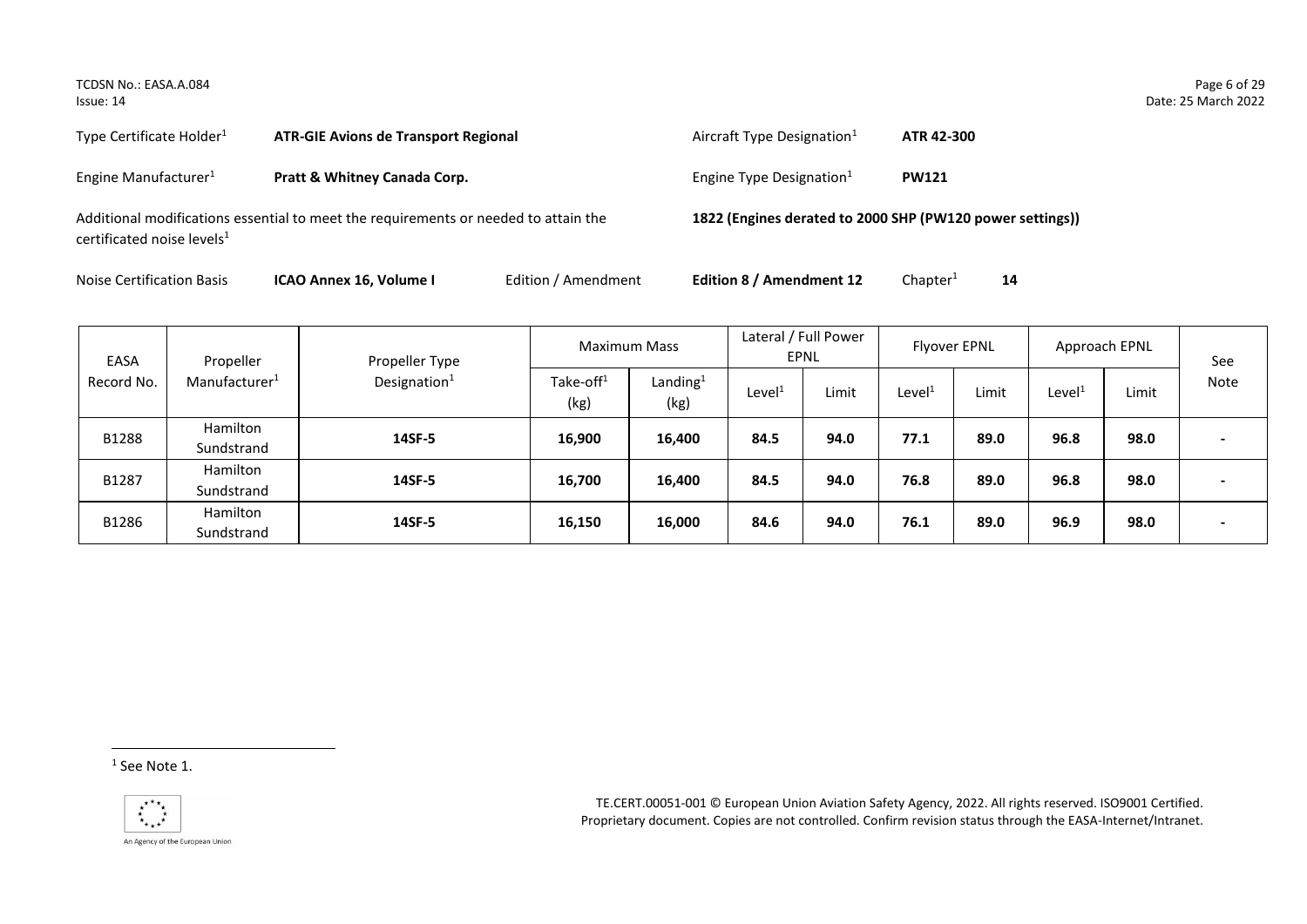Type Certificate Holder[1] **ATR-GIE Avions de Transport Regional**

Aircraft Type Designation[1] **ATR 42-300**

Engine Manufacturer[1] **Pratt & Whitney Canada Corp.**

Engine Type Designation[1] **PW121**

Additional modifications essential to meet the requirements or needed to attain the certificated noise levels[1] **1822 (Engines derated to 2000 SHP (PW120 power settings))**

Noise Certification Basis **ICAO Annex 16, Volume I** Edition / Amendment **Edition 8 / Amendment 12** Chapter[1] **14**

| EASA Record No. | Propeller Manufacturer[1] | Propeller Type Designation[1] | Maximum Mass | | Lateral / Full Power EPNL | | Flyover EPNL | | Approach EPNL | | See Note |
|---|---|---|---|---|---|---|---|---|---|---|---|
| | | | Take-off[1] (kg) | Landing[1] (kg) | Level[1] | Limit | Level[1] | Limit | Level[1] | Limit | |
| B1288 | Hamilton Sundstrand | **14SF-5** | **16,900** | **16,400** | **84.5** | **94.0** | **77.1** | **89.0** | **96.8** | **98.0** | **-** |
| B1287 | Hamilton Sundstrand | **14SF-5** | **16,700** | **16,400** | **84.5** | **94.0** | **76.8** | **89.0** | **96.8** | **98.0** | **-** |
| B1286 | Hamilton Sundstrand | **14SF-5** | **16,150** | **16,000** | **84.6** | **94.0** | **76.1** | **89.0** | **96.9** | **98.0** | **-** |

[1] See Note 1.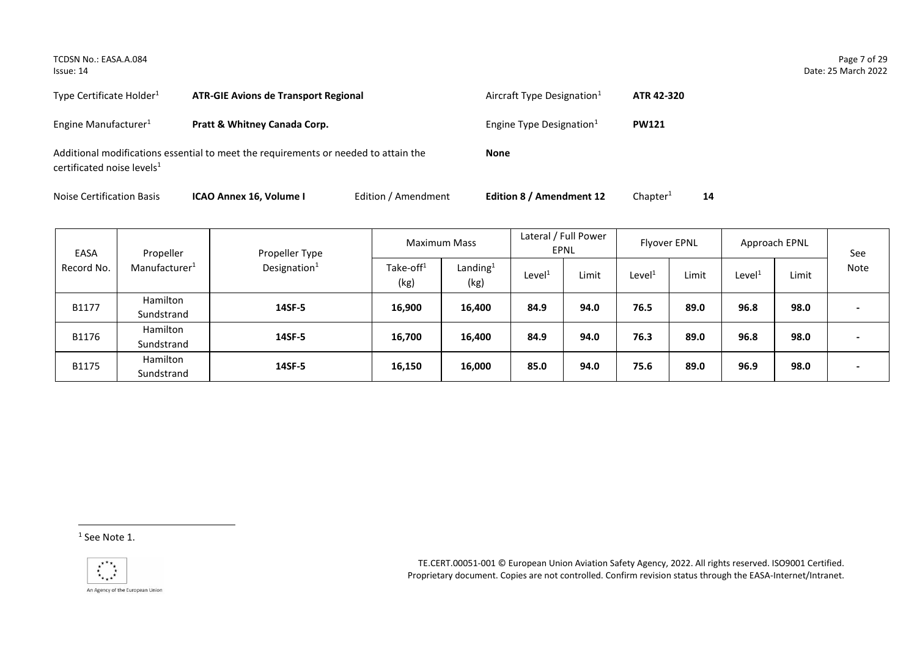| Type Certificate Holder[1] | **ATR-GIE Avions de Transport Regional** | Aircraft Type Designation[1] | **ATR 42-320** |
|---|---|---|---|
| Engine Manufacturer[1] | **Pratt & Whitney Canada Corp.** | Engine Type Designation[1] | **PW121** |

Additional modifications essential to meet the requirements or needed to attain the certificated noise levels[1] **None**

Noise Certification Basis **ICAO Annex 16, Volume I** Edition / Amendment **Edition 8 / Amendment 12** Chapter[1] **14**

| EASA Record No. | Propeller Manufacturer[1] | Propeller Type Designation[1] | Maximum Mass | | Lateral / Full Power EPNL | | Flyover EPNL | | Approach EPNL | | See Note |
|---|---|---|---|---|---|---|---|---|---|---|---|
| | | | Take-off[1] (kg) | Landing[1] (kg) | Level[1] | Limit | Level[1] | Limit | Level[1] | Limit | |
| B1177 | Hamilton Sundstrand | **14SF-5** | **16,900** | **16,400** | **84.9** | **94.0** | **76.5** | **89.0** | **96.8** | **98.0** | **-** |
| B1176 | Hamilton Sundstrand | **14SF-5** | **16,700** | **16,400** | **84.9** | **94.0** | **76.3** | **89.0** | **96.8** | **98.0** | **-** |
| B1175 | Hamilton Sundstrand | **14SF-5** | **16,150** | **16,000** | **85.0** | **94.0** | **75.6** | **89.0** | **96.9** | **98.0** | **-** |

[1] See Note 1.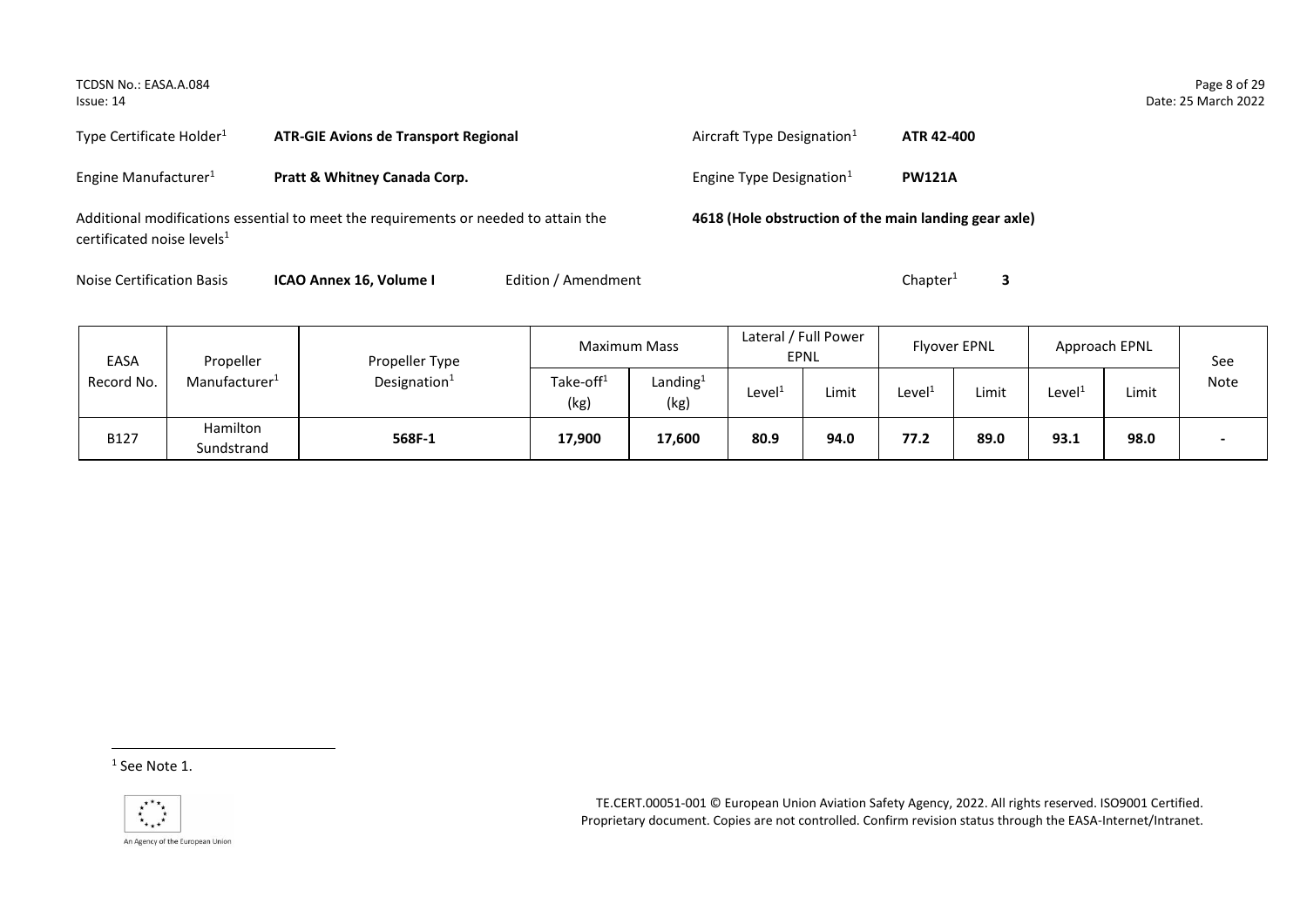Type Certificate Holder[1] **ATR-GIE Avions de Transport Regional**

Aircraft Type Designation[1] **ATR 42-400**

Engine Manufacturer[1] **Pratt & Whitney Canada Corp.**

Engine Type Designation[1] **PW121A**

Additional modifications essential to meet the requirements or needed to attain the certificated noise levels[1] **4618 (Hole obstruction of the main landing gear axle)**

Noise Certification Basis **ICAO Annex 16, Volume I** Edition / Amendment Chapter[1] **3**

| EASA Record No. | Propeller Manufacturer[1] | Propeller Type Designation[1] | Maximum Mass | | Lateral / Full Power EPNL | | Flyover EPNL | | Approach EPNL | | See Note |
|---|---|---|---|---|---|---|---|---|---|---|---|
| | | | Take-off[1] (kg) | Landing[1] (kg) | Level[1] | Limit | Level[1] | Limit | Level[1] | Limit | |
| B127 | Hamilton Sundstrand | **568F-1** | **17,900** | **17,600** | **80.9** | **94.0** | **77.2** | **89.0** | **93.1** | **98.0** | **-** |

[1] See Note 1.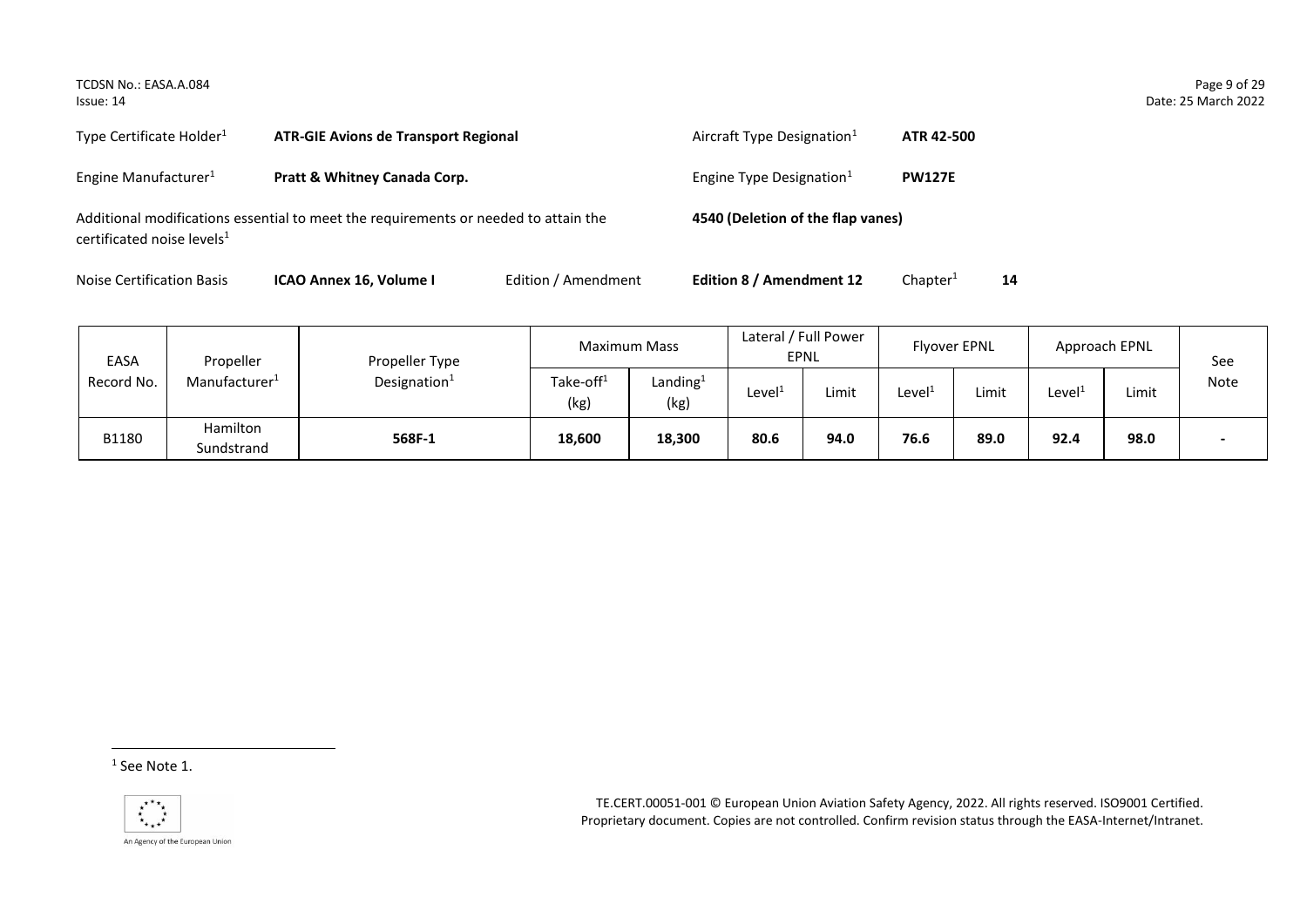Type Certificate Holder[1] **ATR-GIE Avions de Transport Regional**

Aircraft Type Designation[1] **ATR 42-500**

Engine Manufacturer[1] **Pratt & Whitney Canada Corp.**

Engine Type Designation[1] **PW127E**

Additional modifications essential to meet the requirements or needed to attain the certificated noise levels[1] **4540 (Deletion of the flap vanes)**

Noise Certification Basis **ICAO Annex 16, Volume I** Edition / Amendment **Edition 8 / Amendment 12** Chapter[1] **14**

| EASA Record No. | Propeller Manufacturer[1] | Propeller Type Designation[1] | Maximum Mass | | Lateral / Full Power EPNL | | Flyover EPNL | | Approach EPNL | | See Note |
|---|---|---|---|---|---|---|---|---|---|---|---|
| | | | Take-off[1] (kg) | Landing[1] (kg) | Level[1] | Limit | Level[1] | Limit | Level[1] | Limit | |
| B1180 | Hamilton Sundstrand | **568F-1** | **18,600** | **18,300** | **80.6** | **94.0** | **76.6** | **89.0** | **92.4** | **98.0** | **-** |

[1] See Note 1.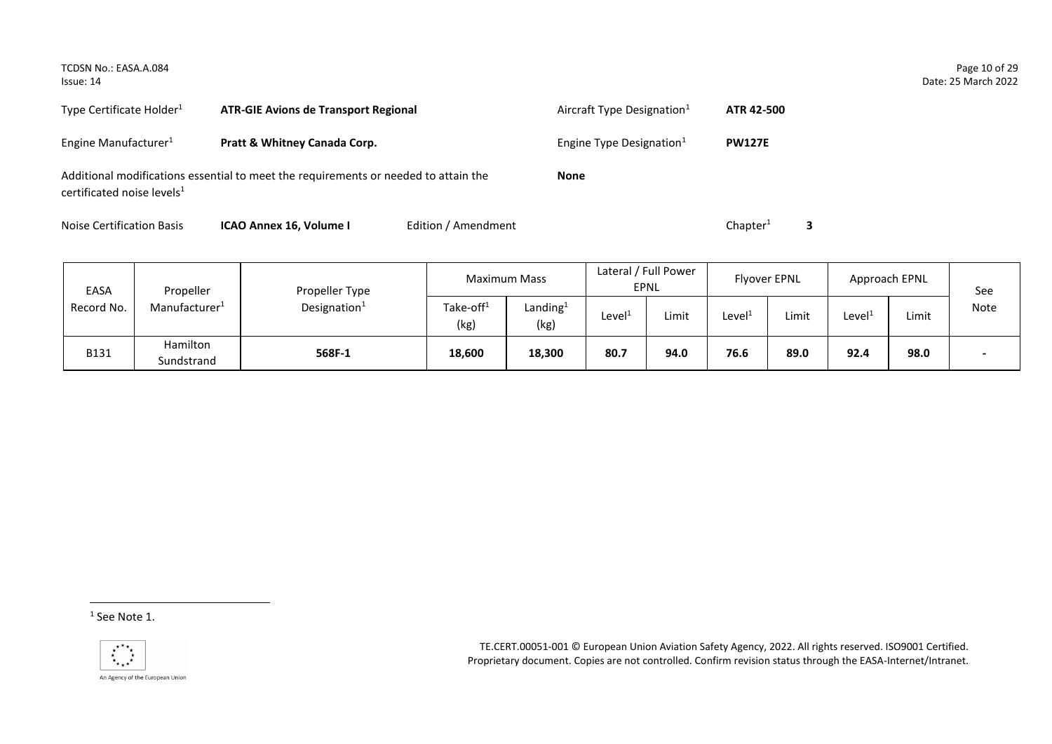Type Certificate Holder[1] **ATR-GIE Avions de Transport Regional**

Aircraft Type Designation[1] **ATR 42-500**

Engine Manufacturer[1] **Pratt & Whitney Canada Corp.**

Engine Type Designation[1] **PW127E**

Additional modifications essential to meet the requirements or needed to attain the certificated noise levels[1] **None**

Noise Certification Basis **ICAO Annex 16, Volume I** Edition / Amendment

Chapter[1] **3**

| EASA Record No. | Propeller Manufacturer[1] | Propeller Type Designation[1] | Maximum Mass | | Lateral / Full Power EPNL | | Flyover EPNL | | Approach EPNL | | See Note |
|---|---|---|---|---|---|---|---|---|---|---|---|
| | | | Take-off[1] (kg) | Landing[1] (kg) | Level[1] | Limit | Level[1] | Limit | Level[1] | Limit | |
| B131 | Hamilton Sundstrand | **568F-1** | **18,600** | **18,300** | **80.7** | **94.0** | **76.6** | **89.0** | **92.4** | **98.0** | **-** |

[1] See Note 1.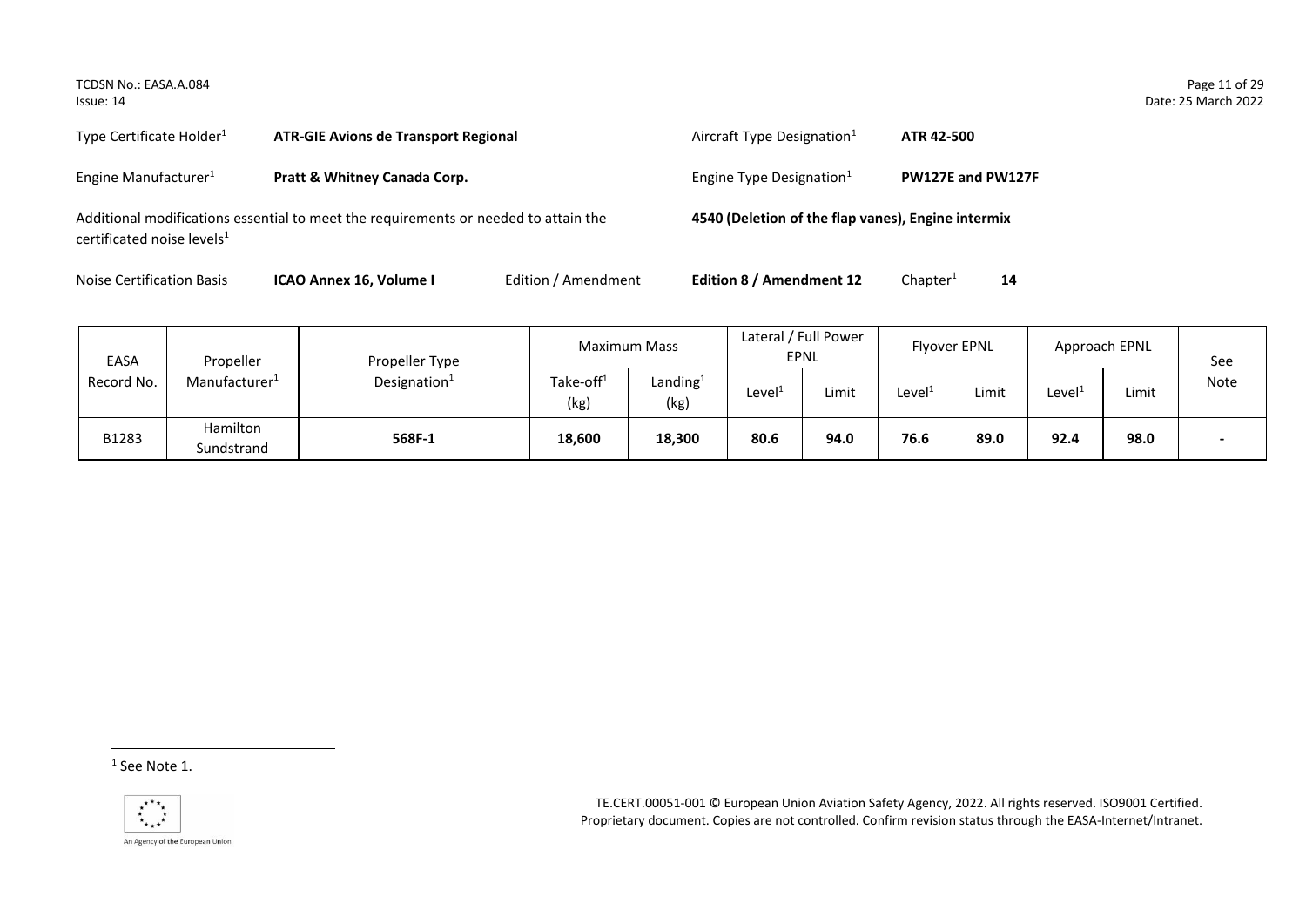| | | | |
|---|---|---|---|
| Type Certificate Holder[1] | **ATR-GIE Avions de Transport Regional** | Aircraft Type Designation[1] | **ATR 42-500** |
| Engine Manufacturer[1] | **Pratt & Whitney Canada Corp.** | Engine Type Designation[1] | **PW127E and PW127F** |
| Additional modifications essential to meet the requirements or needed to attain the certificated noise levels[1] | | **4540 (Deletion of the flap vanes), Engine intermix** | |

Noise Certification Basis **ICAO Annex 16, Volume I** Edition / Amendment **Edition 8 / Amendment 12** Chapter[1] **14**

| EASA Record No. | Propeller Manufacturer[1] | Propeller Type Designation[1] | Maximum Mass | | Lateral / Full Power EPNL | | Flyover EPNL | | Approach EPNL | | See Note |
|---|---|---|---|---|---|---|---|---|---|---|---|
| | | | Take-off[1] (kg) | Landing[1] (kg) | Level[1] | Limit | Level[1] | Limit | Level[1] | Limit | |
| B1283 | Hamilton Sundstrand | **568F-1** | **18,600** | **18,300** | **80.6** | **94.0** | **76.6** | **89.0** | **92.4** | **98.0** | **-** |

[1] See Note 1.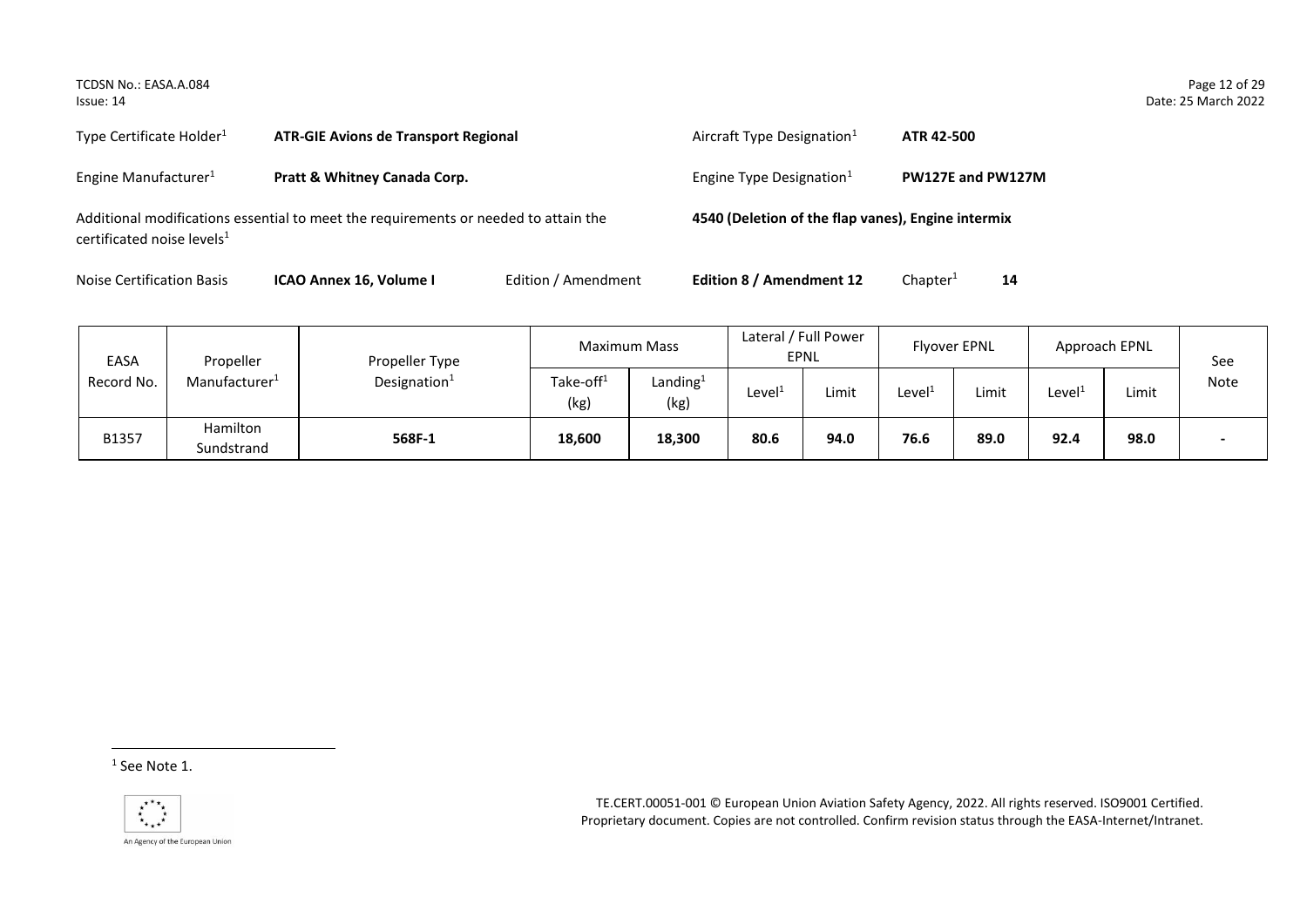Type Certificate Holder[1] **ATR-GIE Avions de Transport Regional**

Aircraft Type Designation[1] **ATR 42-500**

Engine Manufacturer[1] **Pratt & Whitney Canada Corp.**

Engine Type Designation[1] **PW127E and PW127M**

Additional modifications essential to meet the requirements or needed to attain the certificated noise levels[1] **4540 (Deletion of the flap vanes), Engine intermix**

Noise Certification Basis **ICAO Annex 16, Volume I** Edition / Amendment **Edition 8 / Amendment 12** Chapter[1] **14**

| EASA Record No. | Propeller Manufacturer[1] | Propeller Type Designation[1] | Maximum Mass | | Lateral / Full Power EPNL | | Flyover EPNL | | Approach EPNL | | See Note |
|---|---|---|---|---|---|---|---|---|---|---|---|
| | | | Take-off[1] (kg) | Landing[1] (kg) | Level[1] | Limit | Level[1] | Limit | Level[1] | Limit | |
| B1357 | Hamilton Sundstrand | **568F-1** | **18,600** | **18,300** | **80.6** | **94.0** | **76.6** | **89.0** | **92.4** | **98.0** | **-** |

[1] See Note 1.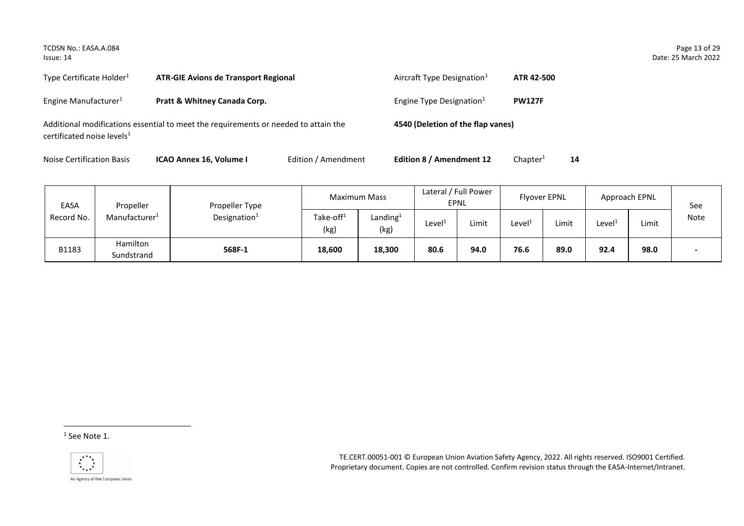Type Certificate Holder[1] **ATR-GIE Avions de Transport Regional**

Aircraft Type Designation[1] **ATR 42-500**

Engine Manufacturer[1] **Pratt & Whitney Canada Corp.**

Engine Type Designation[1] **PW127F**

Additional modifications essential to meet the requirements or needed to attain the certificated noise levels[1] **4540 (Deletion of the flap vanes)**

Noise Certification Basis **ICAO Annex 16, Volume I** Edition / Amendment **Edition 8 / Amendment 12** Chapter[1] **14**

| EASA Record No. | Propeller Manufacturer[1] | Propeller Type Designation[1] | Maximum Mass | | Lateral / Full Power EPNL | | Flyover EPNL | | Approach EPNL | | See Note |
|---|---|---|---|---|---|---|---|---|---|---|---|
| | | | Take-off[1] (kg) | Landing[1] (kg) | Level[1] | Limit | Level[1] | Limit | Level[1] | Limit | |
| B1183 | Hamilton Sundstrand | **568F-1** | **18,600** | **18,300** | **80.6** | **94.0** | **76.6** | **89.0** | **92.4** | **98.0** | **-** |

[1] See Note 1.

TE.CERT.00051-001 © European Union Aviation Safety Agency, 2022. All rights reserved. ISO9001 Certified. Proprietary document. Copies are not controlled. Confirm revision status through the EASA-Internet/Intranet.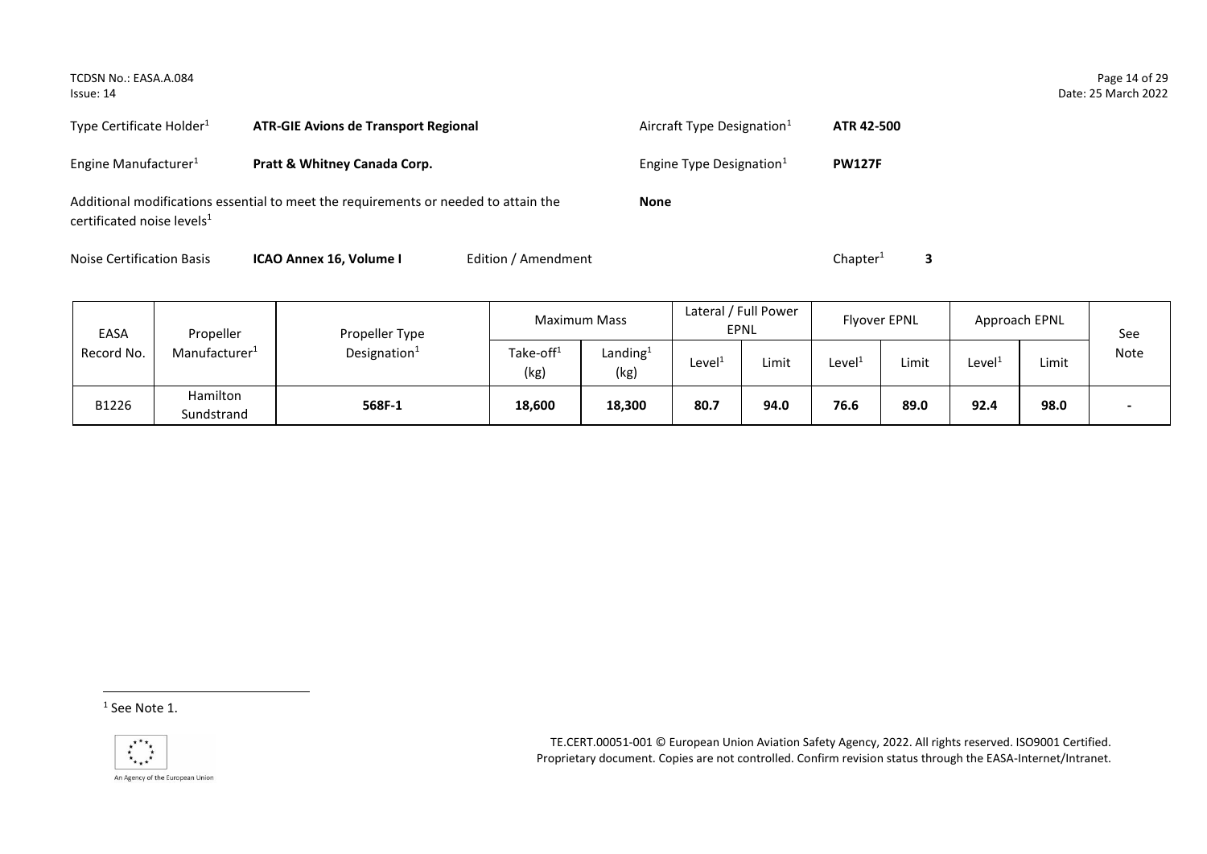Type Certificate Holder[1] **ATR-GIE Avions de Transport Regional**

Aircraft Type Designation[1] **ATR 42-500**

Engine Manufacturer[1] **Pratt & Whitney Canada Corp.**

Engine Type Designation[1] **PW127F**

Additional modifications essential to meet the requirements or needed to attain the certificated noise levels[1] **None**

Noise Certification Basis **ICAO Annex 16, Volume I** Edition / Amendment Chapter[1] **3**

| EASA Record No. | Propeller Manufacturer[1] | Propeller Type Designation[1] | Maximum Mass | | Lateral / Full Power EPNL | | Flyover EPNL | | Approach EPNL | | See Note |
|---|---|---|---|---|---|---|---|---|---|---|---|
| | | | Take-off[1] (kg) | Landing[1] (kg) | Level[1] | Limit | Level[1] | Limit | Level[1] | Limit | |
| B1226 | Hamilton Sundstrand | **568F-1** | **18,600** | **18,300** | **80.7** | **94.0** | **76.6** | **89.0** | **92.4** | **98.0** | **-** |

[1] See Note 1.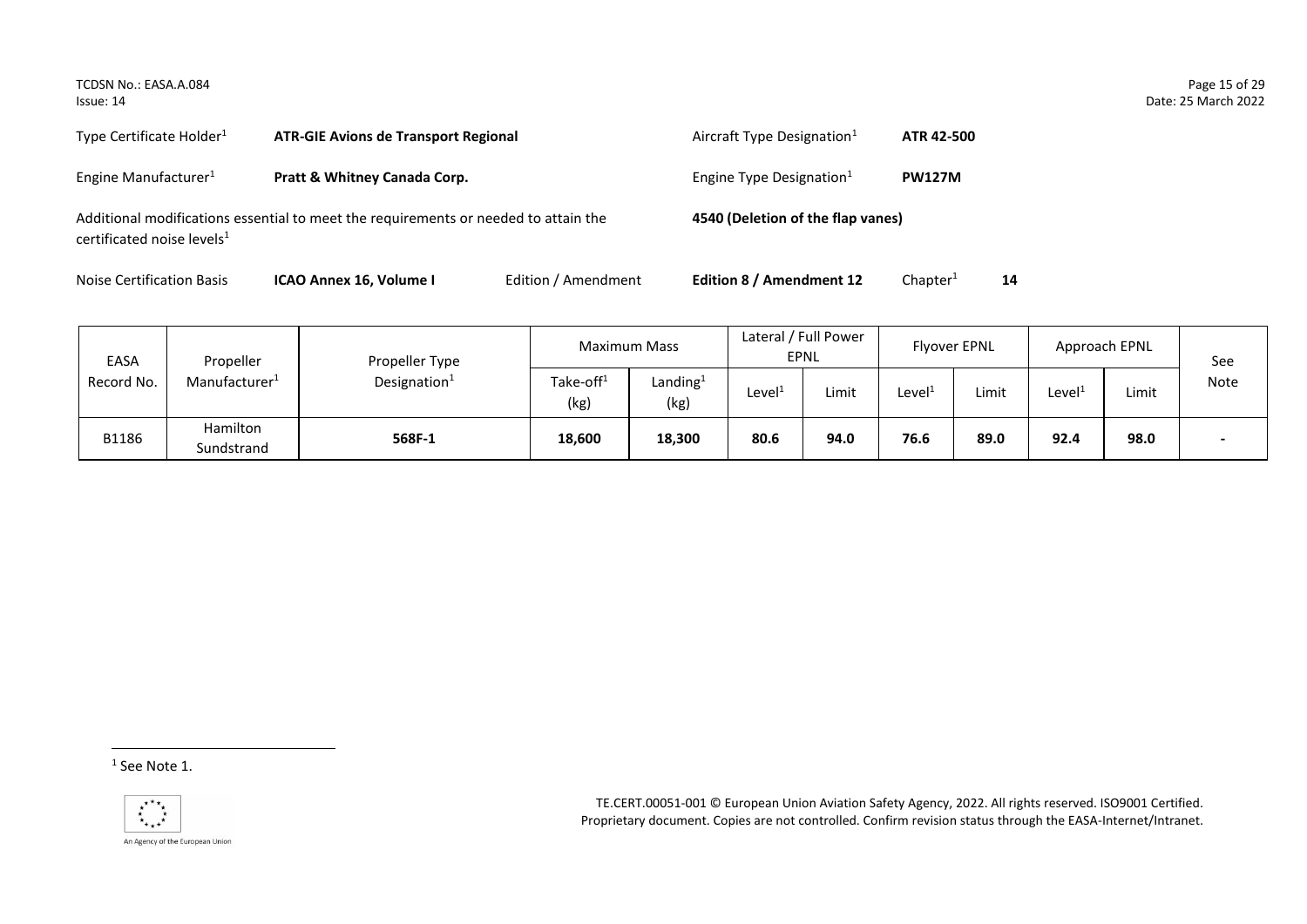Type Certificate Holder[1] **ATR-GIE Avions de Transport Regional**

Aircraft Type Designation[1] **ATR 42-500**

Engine Manufacturer[1] **Pratt & Whitney Canada Corp.**

Engine Type Designation[1] **PW127M**

Additional modifications essential to meet the requirements or needed to attain the certificated noise levels[1] **4540 (Deletion of the flap vanes)**

Noise Certification Basis **ICAO Annex 16, Volume I** Edition / Amendment **Edition 8 / Amendment 12** Chapter[1] **14**

| EASA Record No. | Propeller Manufacturer[1] | Propeller Type Designation[1] | Maximum Mass | | Lateral / Full Power EPNL | | Flyover EPNL | | Approach EPNL | | See Note |
|---|---|---|---|---|---|---|---|---|---|---|---|
| | | | Take-off[1] (kg) | Landing[1] (kg) | Level[1] | Limit | Level[1] | Limit | Level[1] | Limit | |
| B1186 | Hamilton Sundstrand | **568F-1** | **18,600** | **18,300** | **80.6** | **94.0** | **76.6** | **89.0** | **92.4** | **98.0** | **-** |

[1] See Note 1.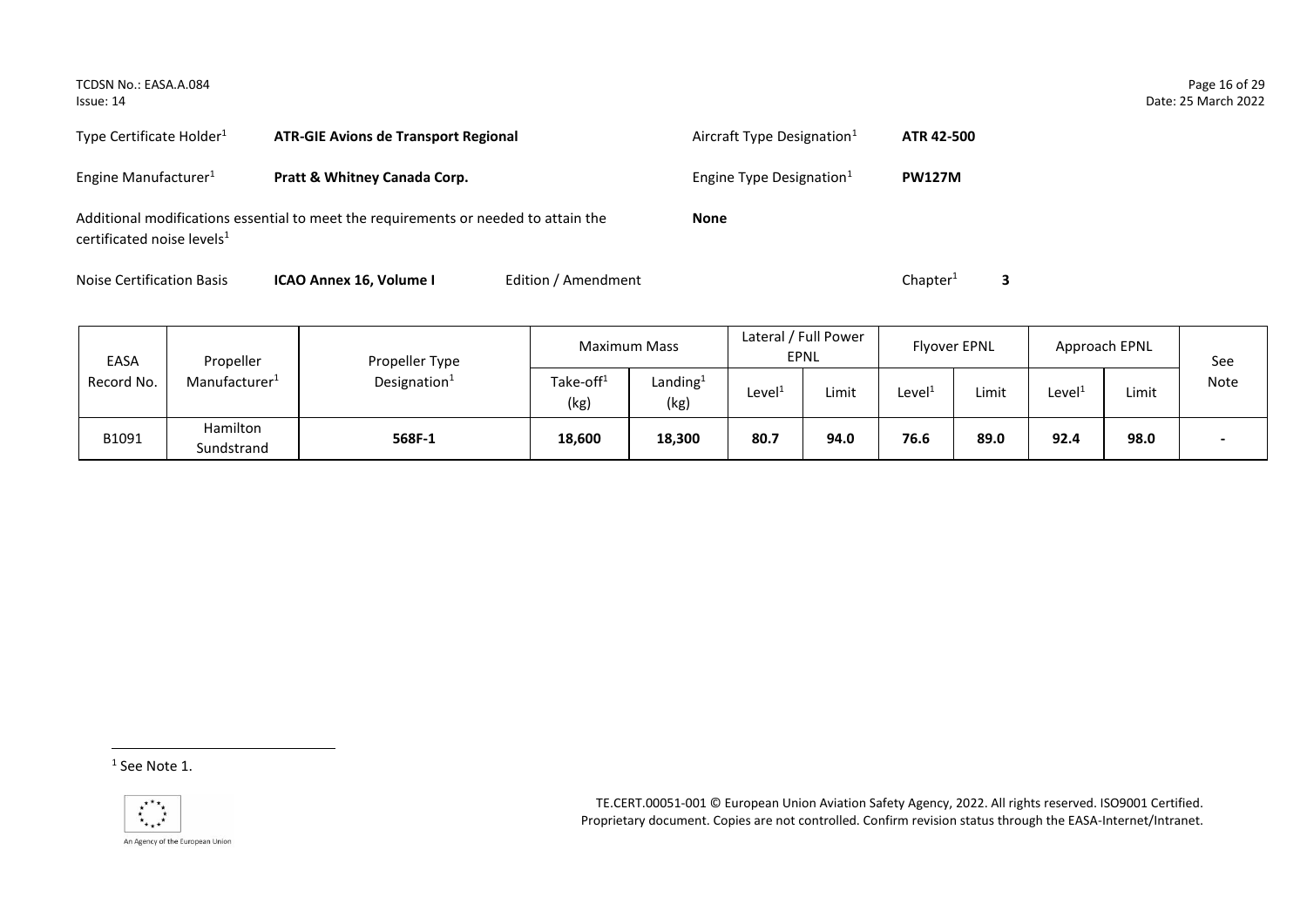| | | | |
|---|---|---|---|
| Type Certificate Holder[1] | **ATR-GIE Avions de Transport Regional** | Aircraft Type Designation[1] | **ATR 42-500** |
| Engine Manufacturer[1] | **Pratt & Whitney Canada Corp.** | Engine Type Designation[1] | **PW127M** |

Additional modifications essential to meet the requirements or needed to attain the certificated noise levels[1] **None**

Noise Certification Basis **ICAO Annex 16, Volume I** Edition / Amendment Chapter[1] **3**

| EASA Record No. | Propeller Manufacturer[1] | Propeller Type Designation[1] | Maximum Mass | | Lateral / Full Power EPNL | | Flyover EPNL | | Approach EPNL | | See Note |
|---|---|---|---|---|---|---|---|---|---|---|---|
| | | | Take-off[1] (kg) | Landing[1] (kg) | Level[1] | Limit | Level[1] | Limit | Level[1] | Limit | |
| B1091 | Hamilton Sundstrand | **568F-1** | **18,600** | **18,300** | **80.7** | **94.0** | **76.6** | **89.0** | **92.4** | **98.0** | **-** |

[1] See Note 1.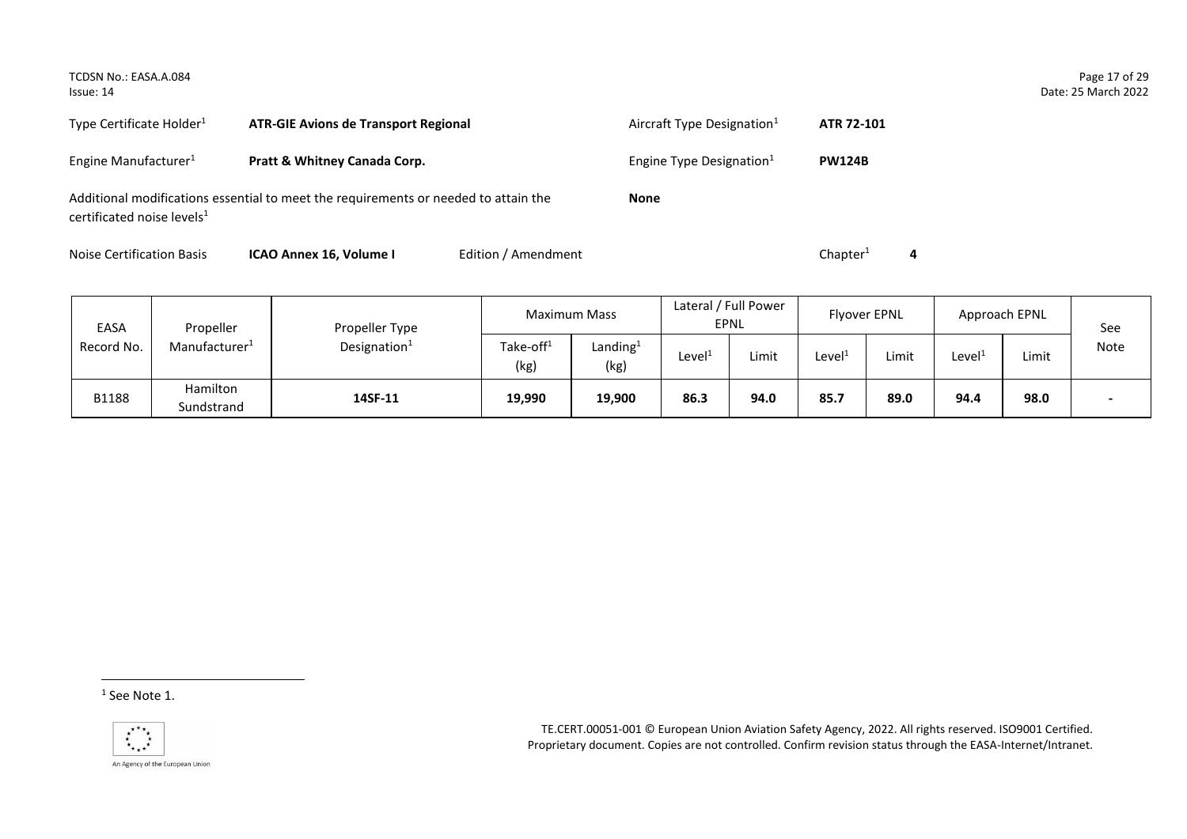Type Certificate Holder[1] **ATR-GIE Avions de Transport Regional**

Aircraft Type Designation[1] **ATR 72-101**

Engine Manufacturer[1] **Pratt & Whitney Canada Corp.**

Engine Type Designation[1] **PW124B**

Additional modifications essential to meet the requirements or needed to attain the certificated noise levels[1] **None**

Noise Certification Basis **ICAO Annex 16, Volume I** Edition / Amendment Chapter[1] **4**

| EASA Record No. | Propeller Manufacturer[1] | Propeller Type Designation[1] | Maximum Mass | | Lateral / Full Power EPNL | | Flyover EPNL | | Approach EPNL | | See Note |
|---|---|---|---|---|---|---|---|---|---|---|---|
| | | | Take-off[1] (kg) | Landing[1] (kg) | Level[1] | Limit | Level[1] | Limit | Level[1] | Limit | |
| B1188 | Hamilton Sundstrand | **14SF-11** | **19,990** | **19,900** | **86.3** | **94.0** | **85.7** | **89.0** | **94.4** | **98.0** | **-** |

[1] See Note 1.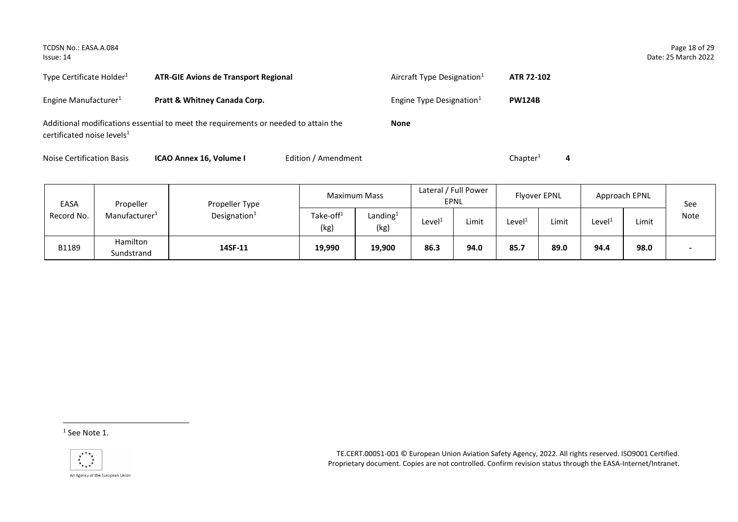Type Certificate Holder[1] **ATR-GIE Avions de Transport Regional**

Aircraft Type Designation[1] **ATR 72-102**

Engine Manufacturer[1] **Pratt & Whitney Canada Corp.**

Engine Type Designation[1] **PW124B**

Additional modifications essential to meet the requirements or needed to attain the certificated noise levels[1] **None**

Noise Certification Basis **ICAO Annex 16, Volume I** Edition / Amendment Chapter[1] **4**

| EASA Record No. | Propeller Manufacturer[1] | Propeller Type Designation[1] | Maximum Mass | | Lateral / Full Power EPNL | | Flyover EPNL | | Approach EPNL | | See Note |
|---|---|---|---|---|---|---|---|---|---|---|---|
| | | | Take-off[1] (kg) | Landing[1] (kg) | Level[1] | Limit | Level[1] | Limit | Level[1] | Limit | |
| B1189 | Hamilton Sundstrand | **14SF-11** | **19,990** | **19,900** | **86.3** | **94.0** | **85.7** | **89.0** | **94.4** | **98.0** | **-** |

[1] See Note 1.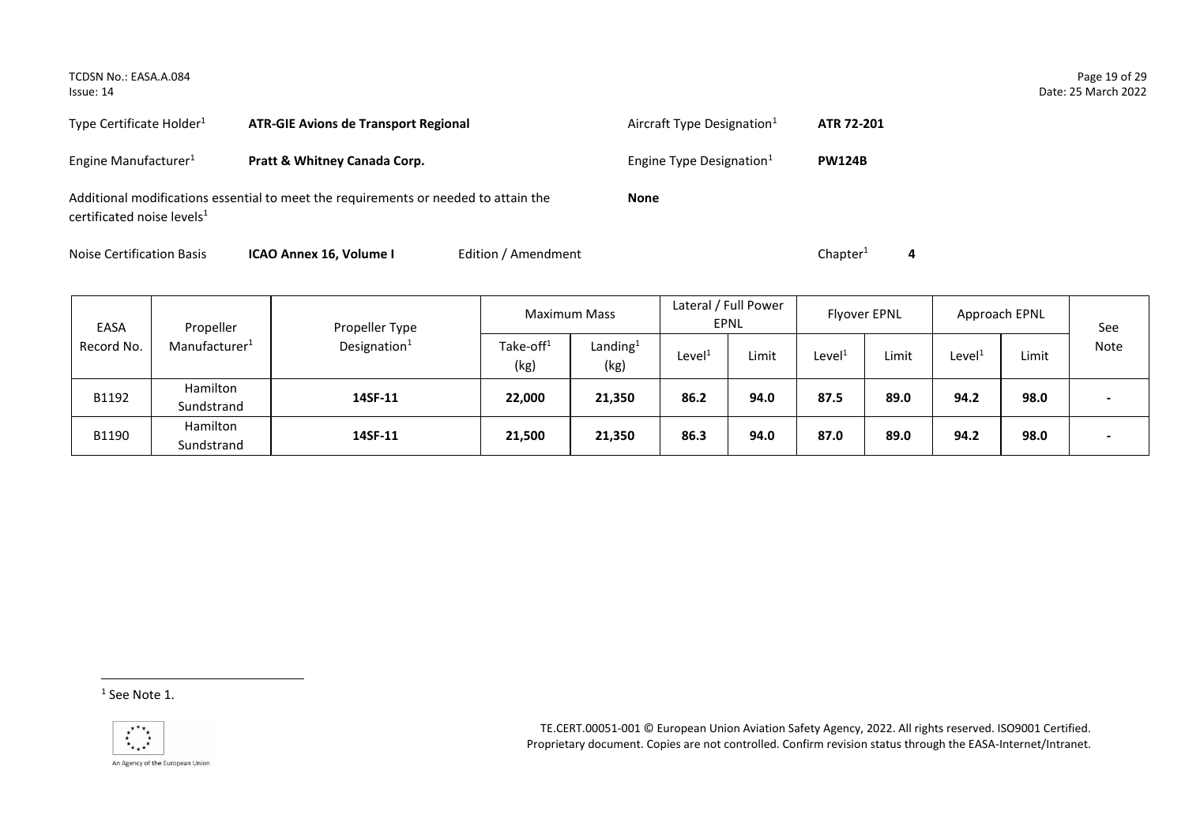Type Certificate Holder[1] **ATR-GIE Avions de Transport Regional**

Aircraft Type Designation[1] **ATR 72-201**

Engine Manufacturer[1] **Pratt & Whitney Canada Corp.**

Engine Type Designation[1] **PW124B**

Additional modifications essential to meet the requirements or needed to attain the certificated noise levels[1] **None**

Noise Certification Basis **ICAO Annex 16, Volume I** Edition / Amendment Chapter[1] **4**

| EASA Record No. | Propeller Manufacturer[1] | Propeller Type Designation[1] | Maximum Mass | | Lateral / Full Power EPNL | | Flyover EPNL | | Approach EPNL | | See Note |
|---|---|---|---|---|---|---|---|---|---|---|---|
| | | | Take-off[1] (kg) | Landing[1] (kg) | Level[1] | Limit | Level[1] | Limit | Level[1] | Limit | |
| B1192 | Hamilton Sundstrand | **14SF-11** | **22,000** | **21,350** | **86.2** | **94.0** | **87.5** | **89.0** | **94.2** | **98.0** | - |
| B1190 | Hamilton Sundstrand | **14SF-11** | **21,500** | **21,350** | **86.3** | **94.0** | **87.0** | **89.0** | **94.2** | **98.0** | - |

[1] See Note 1.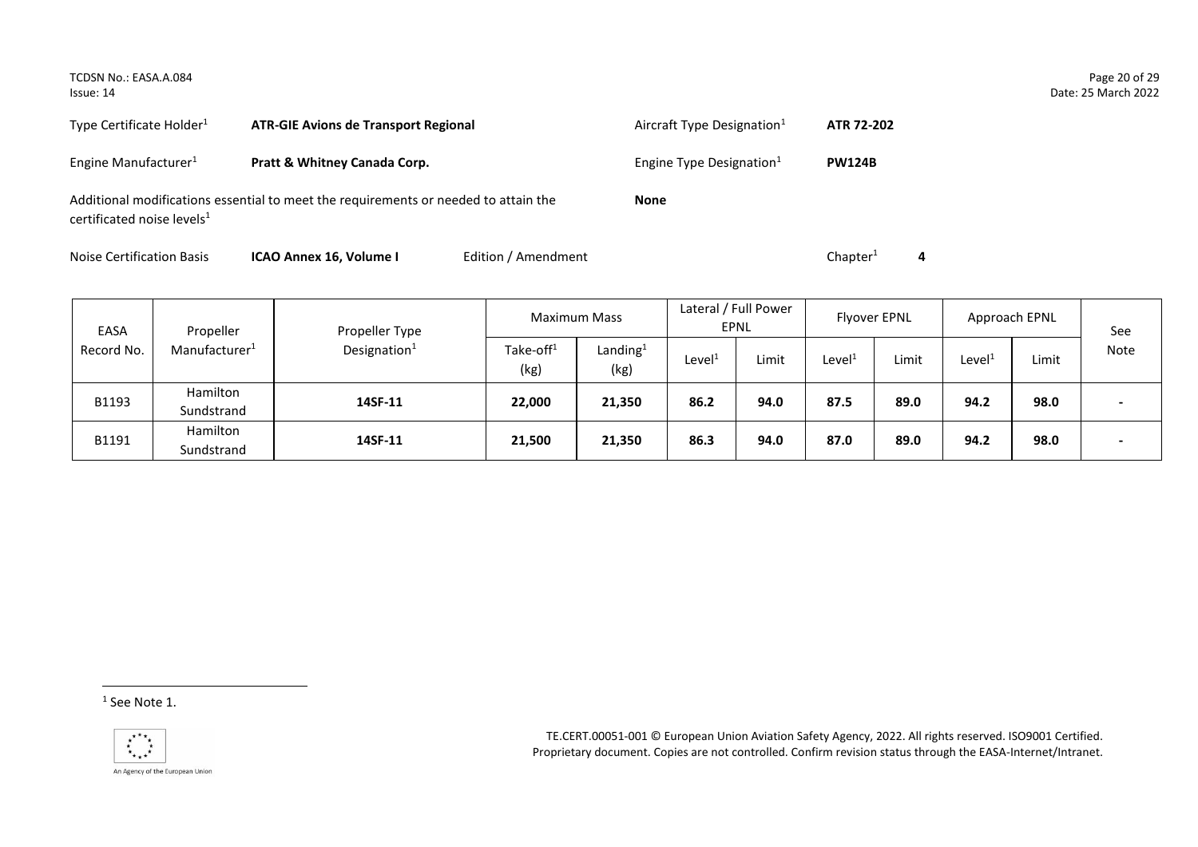Type Certificate Holder[1] **ATR-GIE Avions de Transport Regional** Aircraft Type Designation[1] **ATR 72-202**

Engine Manufacturer[1] **Pratt & Whitney Canada Corp.** Engine Type Designation[1] **PW124B**

Additional modifications essential to meet the requirements or needed to attain the certificated noise levels[1] **None**

Noise Certification Basis **ICAO Annex 16, Volume I** Edition / Amendment Chapter[1] **4**

| EASA Record No. | Propeller Manufacturer[1] | Propeller Type Designation[1] | Maximum Mass | | Lateral / Full Power EPNL | | Flyover EPNL | | Approach EPNL | | See Note |
|---|---|---|---|---|---|---|---|---|---|---|---|
| | | | Take-off[1] (kg) | Landing[1] (kg) | Level[1] | Limit | Level[1] | Limit | Level[1] | Limit | |
| B1193 | Hamilton Sundstrand | **14SF-11** | **22,000** | **21,350** | **86.2** | **94.0** | **87.5** | **89.0** | **94.2** | **98.0** | - |
| B1191 | Hamilton Sundstrand | **14SF-11** | **21,500** | **21,350** | **86.3** | **94.0** | **87.0** | **89.0** | **94.2** | **98.0** | - |

[1] See Note 1.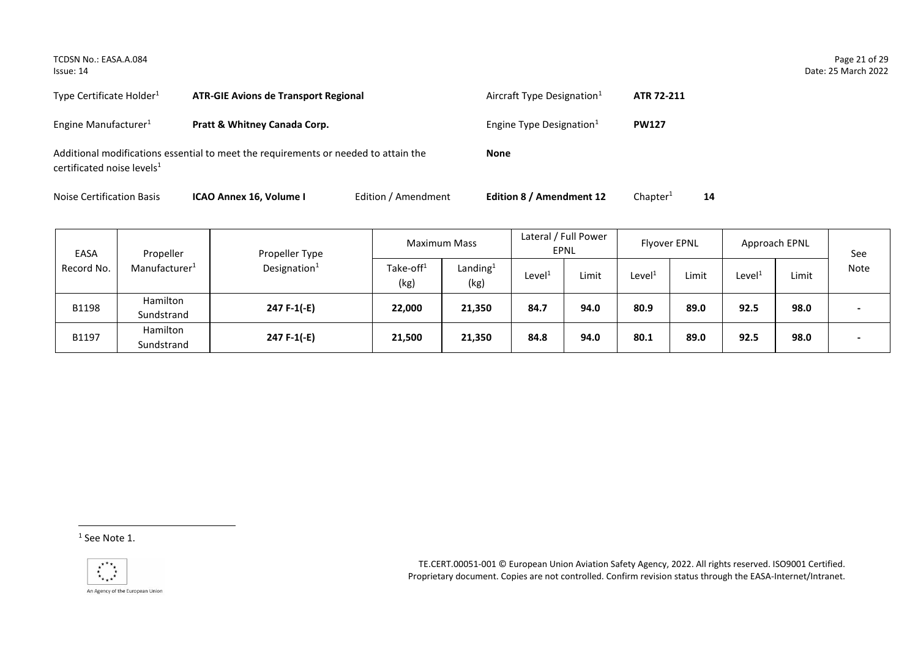Type Certificate Holder[1] **ATR-GIE Avions de Transport Regional**

Aircraft Type Designation[1] **ATR 72-211**

Engine Manufacturer[1] **Pratt & Whitney Canada Corp.**

Engine Type Designation[1] **PW127**

Additional modifications essential to meet the requirements or needed to attain the certificated noise levels[1] **None**

Noise Certification Basis **ICAO Annex 16, Volume I** Edition / Amendment **Edition 8 / Amendment 12** Chapter[1] **14**

| EASA Record No. | Propeller Manufacturer[1] | Propeller Type Designation[1] | Maximum Mass | | Lateral / Full Power EPNL | | Flyover EPNL | | Approach EPNL | | See Note |
|---|---|---|---|---|---|---|---|---|---|---|---|
| | | | Take-off[1] (kg) | Landing[1] (kg) | Level[1] | Limit | Level[1] | Limit | Level[1] | Limit | |
| B1198 | Hamilton Sundstrand | **247 F-1(-E)** | **22,000** | **21,350** | **84.7** | **94.0** | **80.9** | **89.0** | **92.5** | **98.0** | - |
| B1197 | Hamilton Sundstrand | **247 F-1(-E)** | **21,500** | **21,350** | **84.8** | **94.0** | **80.1** | **89.0** | **92.5** | **98.0** | - |

[1] See Note 1.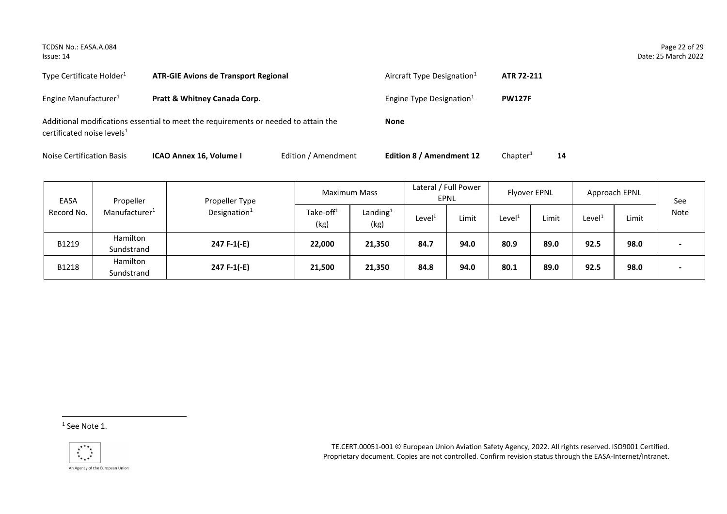Type Certificate Holder[1] **ATR-GIE Avions de Transport Regional**

Aircraft Type Designation[1] **ATR 72-211**

Engine Manufacturer[1] **Pratt & Whitney Canada Corp.**

Engine Type Designation[1] **PW127F**

Additional modifications essential to meet the requirements or needed to attain the certificated noise levels[1] **None**

Noise Certification Basis **ICAO Annex 16, Volume I** Edition / Amendment **Edition 8 / Amendment 12** Chapter[1] **14**

| EASA Record No. | Propeller Manufacturer[1] | Propeller Type Designation[1] | Maximum Mass | | Lateral / Full Power EPNL | | Flyover EPNL | | Approach EPNL | | See Note |
|---|---|---|---|---|---|---|---|---|---|---|---|
| | | | Take-off[1] (kg) | Landing[1] (kg) | Level[1] | Limit | Level[1] | Limit | Level[1] | Limit | |
| B1219 | Hamilton Sundstrand | **247 F-1(-E)** | **22,000** | **21,350** | **84.7** | **94.0** | **80.9** | **89.0** | **92.5** | **98.0** | **-** |
| B1218 | Hamilton Sundstrand | **247 F-1(-E)** | **21,500** | **21,350** | **84.8** | **94.0** | **80.1** | **89.0** | **92.5** | **98.0** | **-** |

[1] See Note 1.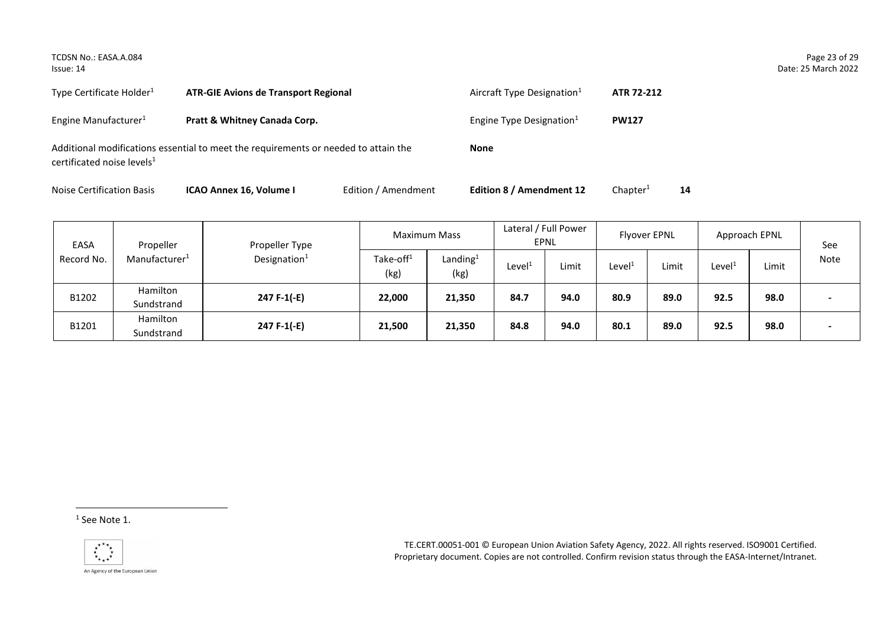Type Certificate Holder[1] **ATR-GIE Avions de Transport Regional**

Aircraft Type Designation[1] **ATR 72-212**

Engine Manufacturer[1] **Pratt & Whitney Canada Corp.**

Engine Type Designation[1] **PW127**

Additional modifications essential to meet the requirements or needed to attain the certificated noise levels[1] **None**

Noise Certification Basis **ICAO Annex 16, Volume I** Edition / Amendment **Edition 8 / Amendment 12** Chapter[1] **14**

| EASA Record No. | Propeller Manufacturer[1] | Propeller Type Designation[1] | Maximum Mass | | Lateral / Full Power EPNL | | Flyover EPNL | | Approach EPNL | | See Note |
|---|---|---|---|---|---|---|---|---|---|---|---|
| | | | Take-off[1] (kg) | Landing[1] (kg) | Level[1] | Limit | Level[1] | Limit | Level[1] | Limit | |
| B1202 | Hamilton Sundstrand | **247 F-1(-E)** | **22,000** | **21,350** | **84.7** | **94.0** | **80.9** | **89.0** | **92.5** | **98.0** | - |
| B1201 | Hamilton Sundstrand | **247 F-1(-E)** | **21,500** | **21,350** | **84.8** | **94.0** | **80.1** | **89.0** | **92.5** | **98.0** | - |

[1] See Note 1.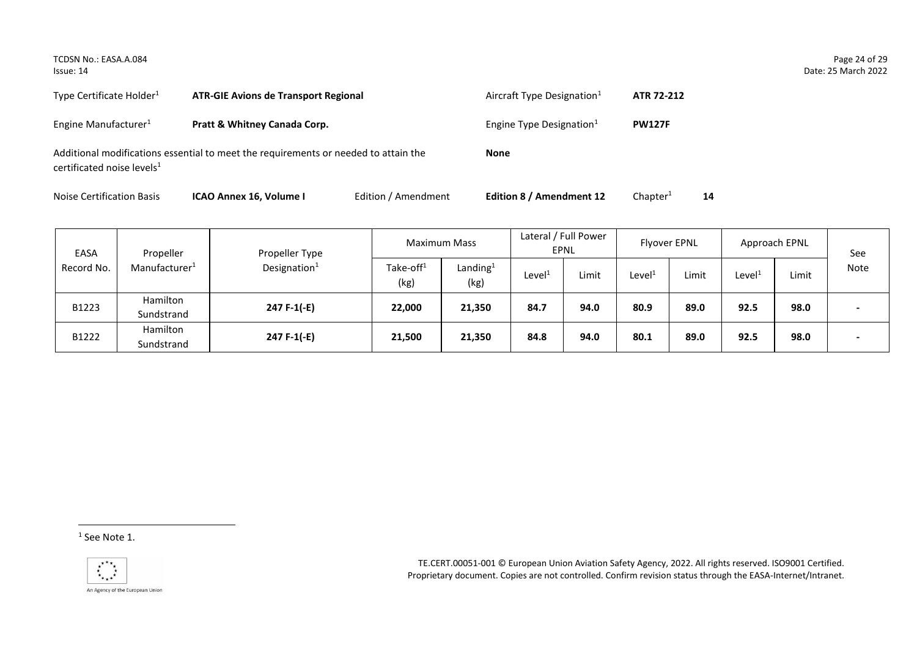| | | | |
|---|---|---|---|
| Type Certificate Holder[1] | **ATR-GIE Avions de Transport Regional** | Aircraft Type Designation[1] | **ATR 72-212** |
| Engine Manufacturer[1] | **Pratt & Whitney Canada Corp.** | Engine Type Designation[1] | **PW127F** |

Additional modifications essential to meet the requirements or needed to attain the certificated noise levels[1] **None**

Noise Certification Basis **ICAO Annex 16, Volume I** Edition / Amendment **Edition 8 / Amendment 12** Chapter[1] **14**

| EASA Record No. | Propeller Manufacturer[1] | Propeller Type Designation[1] | Maximum Mass | | Lateral / Full Power EPNL | | Flyover EPNL | | Approach EPNL | | See Note |
|---|---|---|---|---|---|---|---|---|---|---|---|
| | | | Take-off[1] (kg) | Landing[1] (kg) | Level[1] | Limit | Level[1] | Limit | Level[1] | Limit | |
| B1223 | Hamilton Sundstrand | **247 F-1(-E)** | **22,000** | **21,350** | **84.7** | **94.0** | **80.9** | **89.0** | **92.5** | **98.0** | **-** |
| B1222 | Hamilton Sundstrand | **247 F-1(-E)** | **21,500** | **21,350** | **84.8** | **94.0** | **80.1** | **89.0** | **92.5** | **98.0** | **-** |

[1] See Note 1.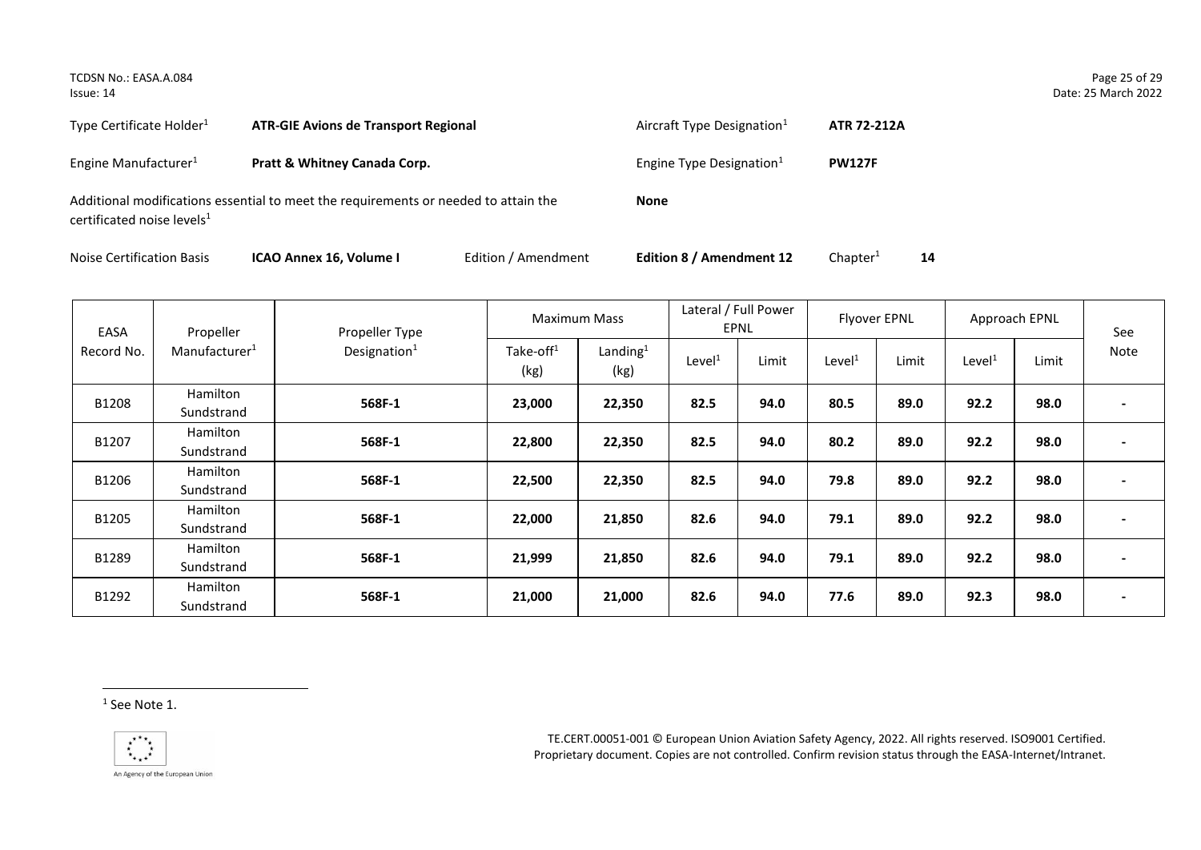Type Certificate Holder[1] **ATR-GIE Avions de Transport Regional**

Aircraft Type Designation[1] **ATR 72-212A**

Engine Manufacturer[1] **Pratt & Whitney Canada Corp.**

Engine Type Designation[1] **PW127F**

Additional modifications essential to meet the requirements or needed to attain the certificated noise levels[1] **None**

Noise Certification Basis **ICAO Annex 16, Volume I** Edition / Amendment **Edition 8 / Amendment 12** Chapter[1] **14**

| EASA Record No. | Propeller Manufacturer[1] | Propeller Type Designation[1] | Maximum Mass | | Lateral / Full Power EPNL | | Flyover EPNL | | Approach EPNL | | See Note |
|---|---|---|---|---|---|---|---|---|---|---|---|
| | | | Take-off[1] (kg) | Landing[1] (kg) | Level[1] | Limit | Level[1] | Limit | Level[1] | Limit | |
| B1208 | Hamilton Sundstrand | **568F-1** | **23,000** | **22,350** | **82.5** | **94.0** | **80.5** | **89.0** | **92.2** | **98.0** | **-** |
| B1207 | Hamilton Sundstrand | **568F-1** | **22,800** | **22,350** | **82.5** | **94.0** | **80.2** | **89.0** | **92.2** | **98.0** | **-** |
| B1206 | Hamilton Sundstrand | **568F-1** | **22,500** | **22,350** | **82.5** | **94.0** | **79.8** | **89.0** | **92.2** | **98.0** | **-** |
| B1205 | Hamilton Sundstrand | **568F-1** | **22,000** | **21,850** | **82.6** | **94.0** | **79.1** | **89.0** | **92.2** | **98.0** | **-** |
| B1289 | Hamilton Sundstrand | **568F-1** | **21,999** | **21,850** | **82.6** | **94.0** | **79.1** | **89.0** | **92.2** | **98.0** | **-** |
| B1292 | Hamilton Sundstrand | **568F-1** | **21,000** | **21,000** | **82.6** | **94.0** | **77.6** | **89.0** | **92.3** | **98.0** | **-** |

[1] See Note 1.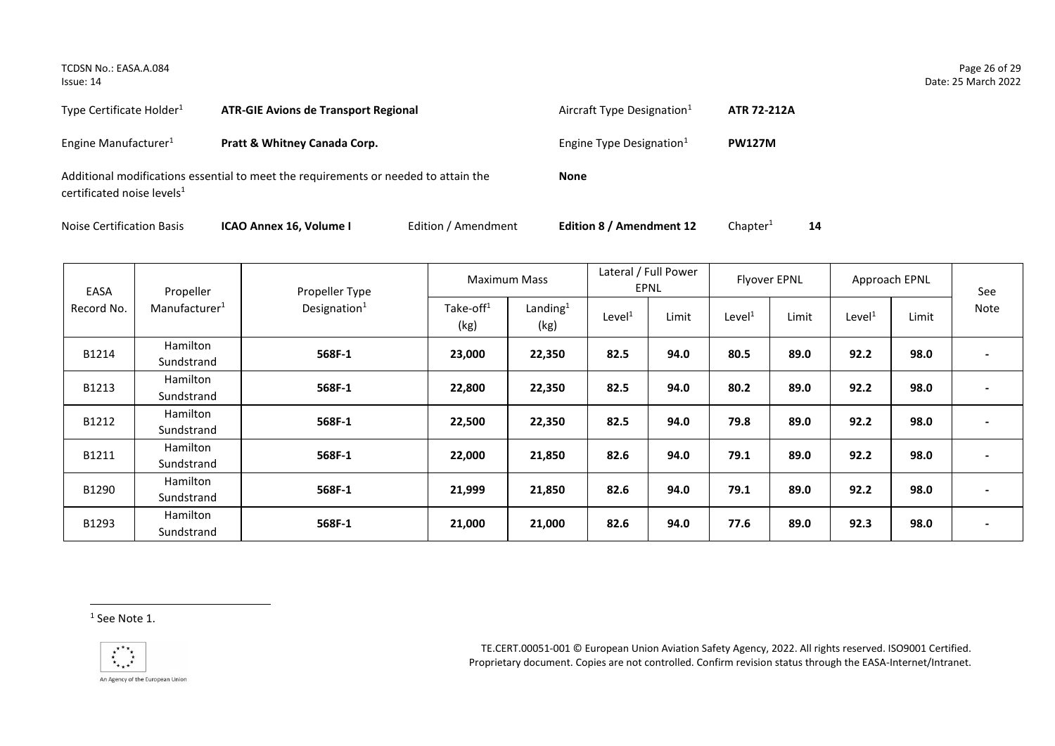Type Certificate Holder[1] **ATR-GIE Avions de Transport Regional**

Aircraft Type Designation[1] **ATR 72-212A**

Engine Manufacturer[1] **Pratt & Whitney Canada Corp.**

Engine Type Designation[1] **PW127M**

Additional modifications essential to meet the requirements or needed to attain the certificated noise levels[1] **None**

Noise Certification Basis **ICAO Annex 16, Volume I** Edition / Amendment **Edition 8 / Amendment 12** Chapter[1] **14**

| EASA Record No. | Propeller Manufacturer[1] | Propeller Type Designation[1] | Maximum Mass | | Lateral / Full Power EPNL | | Flyover EPNL | | Approach EPNL | | See Note |
|---|---|---|---|---|---|---|---|---|---|---|---|
| | | | Take-off[1] (kg) | Landing[1] (kg) | Level[1] | Limit | Level[1] | Limit | Level[1] | Limit | |
| B1214 | Hamilton Sundstrand | **568F-1** | **23,000** | **22,350** | **82.5** | **94.0** | **80.5** | **89.0** | **92.2** | **98.0** | **-** |
| B1213 | Hamilton Sundstrand | **568F-1** | **22,800** | **22,350** | **82.5** | **94.0** | **80.2** | **89.0** | **92.2** | **98.0** | **-** |
| B1212 | Hamilton Sundstrand | **568F-1** | **22,500** | **22,350** | **82.5** | **94.0** | **79.8** | **89.0** | **92.2** | **98.0** | **-** |
| B1211 | Hamilton Sundstrand | **568F-1** | **22,000** | **21,850** | **82.6** | **94.0** | **79.1** | **89.0** | **92.2** | **98.0** | **-** |
| B1290 | Hamilton Sundstrand | **568F-1** | **21,999** | **21,850** | **82.6** | **94.0** | **79.1** | **89.0** | **92.2** | **98.0** | **-** |
| B1293 | Hamilton Sundstrand | **568F-1** | **21,000** | **21,000** | **82.6** | **94.0** | **77.6** | **89.0** | **92.3** | **98.0** | **-** |

[1] See Note 1.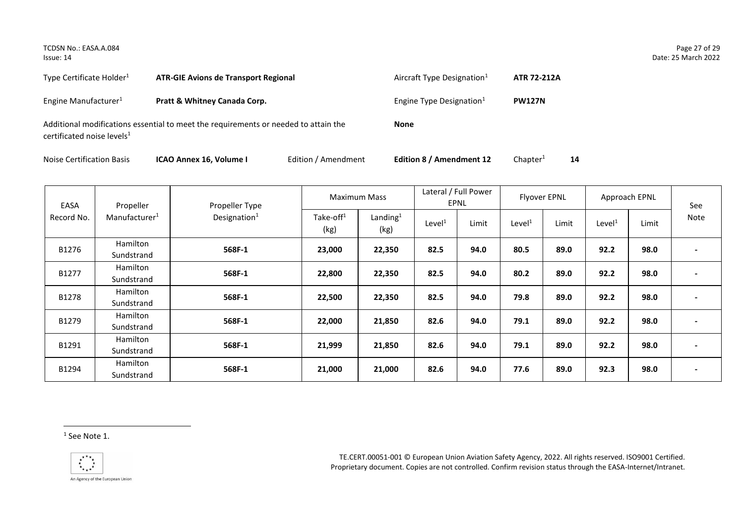Type Certificate Holder[1] **ATR-GIE Avions de Transport Regional** Aircraft Type Designation[1] **ATR 72-212A**

Engine Manufacturer[1] **Pratt & Whitney Canada Corp.** Engine Type Designation[1] **PW127N**

Additional modifications essential to meet the requirements or needed to attain the certificated noise levels[1] **None**

Noise Certification Basis **ICAO Annex 16, Volume I** Edition / Amendment **Edition 8 / Amendment 12** Chapter[1] **14**

| EASA Record No. | Propeller Manufacturer[1] | Propeller Type Designation[1] | Maximum Mass | | Lateral / Full Power EPNL | | Flyover EPNL | | Approach EPNL | | See Note |
|---|---|---|---|---|---|---|---|---|---|---|---|
| | | | Take-off[1] (kg) | Landing[1] (kg) | Level[1] | Limit | Level[1] | Limit | Level[1] | Limit | |
| B1276 | Hamilton Sundstrand | **568F-1** | **23,000** | **22,350** | **82.5** | **94.0** | **80.5** | **89.0** | **92.2** | **98.0** | **-** |
| B1277 | Hamilton Sundstrand | **568F-1** | **22,800** | **22,350** | **82.5** | **94.0** | **80.2** | **89.0** | **92.2** | **98.0** | **-** |
| B1278 | Hamilton Sundstrand | **568F-1** | **22,500** | **22,350** | **82.5** | **94.0** | **79.8** | **89.0** | **92.2** | **98.0** | **-** |
| B1279 | Hamilton Sundstrand | **568F-1** | **22,000** | **21,850** | **82.6** | **94.0** | **79.1** | **89.0** | **92.2** | **98.0** | **-** |
| B1291 | Hamilton Sundstrand | **568F-1** | **21,999** | **21,850** | **82.6** | **94.0** | **79.1** | **89.0** | **92.2** | **98.0** | **-** |
| B1294 | Hamilton Sundstrand | **568F-1** | **21,000** | **21,000** | **82.6** | **94.0** | **77.6** | **89.0** | **92.3** | **98.0** | **-** |

[1] See Note 1.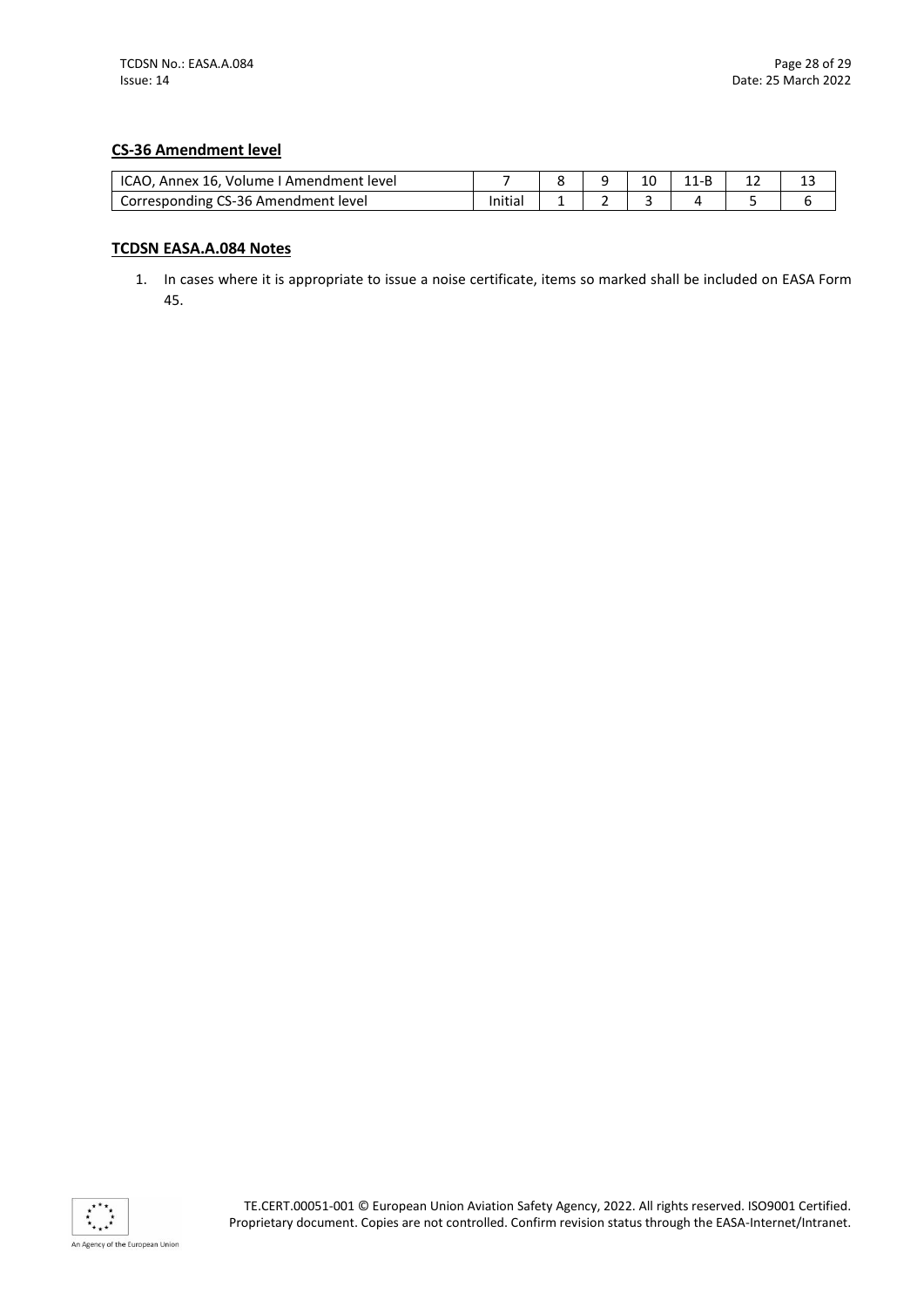**CS-36 Amendment level**

| ICAO, Annex 16, Volume I Amendment level | 7 | 8 | 9 | 10 | 11-B | 12 | 13 |
|---|---|---|---|---|---|---|---|
| Corresponding CS-36 Amendment level | Initial | 1 | 2 | 3 | 4 | 5 | 6 |

**TCDSN EASA.A.084 Notes**

1. In cases where it is appropriate to issue a noise certificate, items so marked shall be included on EASA Form 45.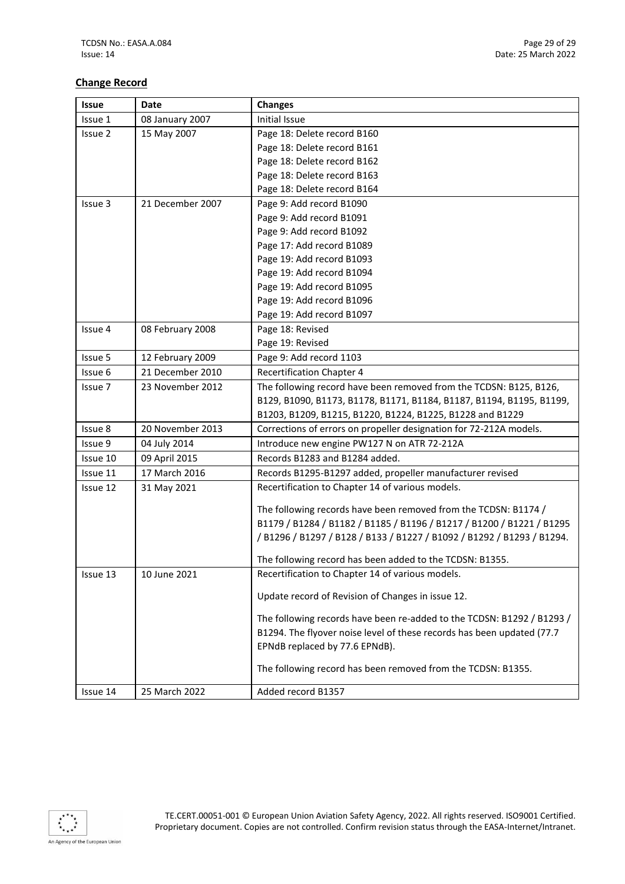## Change Record

| Issue | Date | Changes |
|---|---|---|
| Issue 1 | 08 January 2007 | Initial Issue |
| Issue 2 | 15 May 2007 | Page 18: Delete record B160<br>Page 18: Delete record B161<br>Page 18: Delete record B162<br>Page 18: Delete record B163<br>Page 18: Delete record B164 |
| Issue 3 | 21 December 2007 | Page 9: Add record B1090<br>Page 9: Add record B1091<br>Page 9: Add record B1092<br>Page 17: Add record B1089<br>Page 19: Add record B1093<br>Page 19: Add record B1094<br>Page 19: Add record B1095<br>Page 19: Add record B1096<br>Page 19: Add record B1097 |
| Issue 4 | 08 February 2008 | Page 18: Revised<br>Page 19: Revised |
| Issue 5 | 12 February 2009 | Page 9: Add record 1103 |
| Issue 6 | 21 December 2010 | Recertification Chapter 4 |
| Issue 7 | 23 November 2012 | The following record have been removed from the TCDSN: B125, B126, B129, B1090, B1173, B1178, B1171, B1184, B1187, B1194, B1195, B1199, B1203, B1209, B1215, B1220, B1224, B1225, B1228 and B1229 |
| Issue 8 | 20 November 2013 | Corrections of errors on propeller designation for 72-212A models. |
| Issue 9 | 04 July 2014 | Introduce new engine PW127 N on ATR 72-212A |
| Issue 10 | 09 April 2015 | Records B1283 and B1284 added. |
| Issue 11 | 17 March 2016 | Records B1295-B1297 added, propeller manufacturer revised |
| Issue 12 | 31 May 2021 | Recertification to Chapter 14 of various models.<br><br>The following records have been removed from the TCDSN: B1174 / B1179 / B1284 / B1182 / B1185 / B1196 / B1217 / B1200 / B1221 / B1295 / B1296 / B1297 / B128 / B133 / B1227 / B1092 / B1292 / B1293 / B1294.<br><br>The following record has been added to the TCDSN: B1355. |
| Issue 13 | 10 June 2021 | Recertification to Chapter 14 of various models.<br><br>Update record of Revision of Changes in issue 12.<br><br>The following records have been re-added to the TCDSN: B1292 / B1293 / B1294. The flyover noise level of these records has been updated (77.7 EPNdB replaced by 77.6 EPNdB).<br><br>The following record has been removed from the TCDSN: B1355. |
| Issue 14 | 25 March 2022 | Added record B1357 |